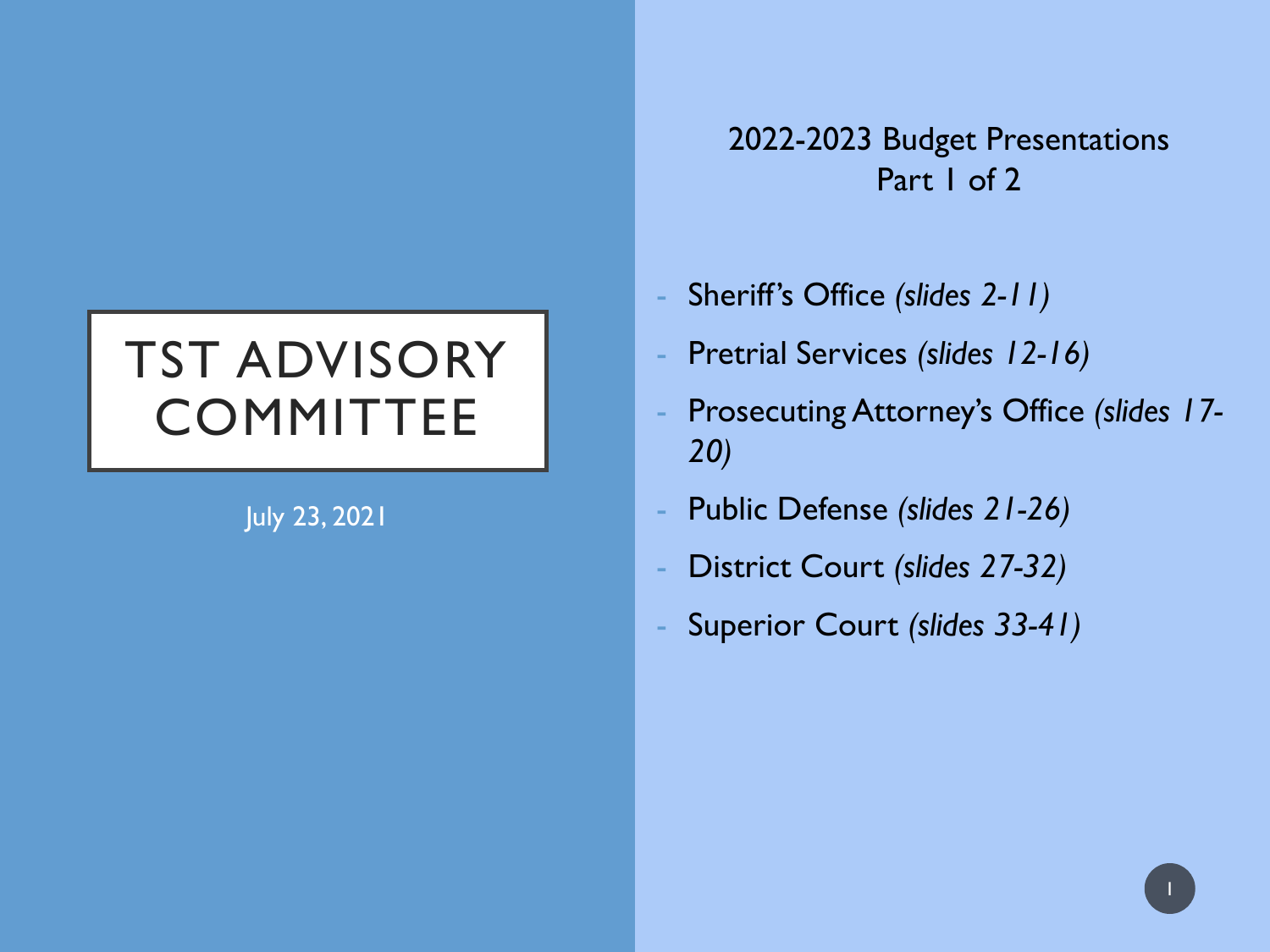# TST ADVISORY COMMITTEE

July 23, 2021

## 2022-2023 Budget Presentations
## Part 1 of 2

- Sheriff's Office *(slides 2-11)*
- Pretrial Services *(slides 12-16)*
- Prosecuting Attorney's Office *(slides 17-20)*
- Public Defense *(slides 21-26)*
- District Court *(slides 27-32)*
- Superior Court *(slides 33-41)*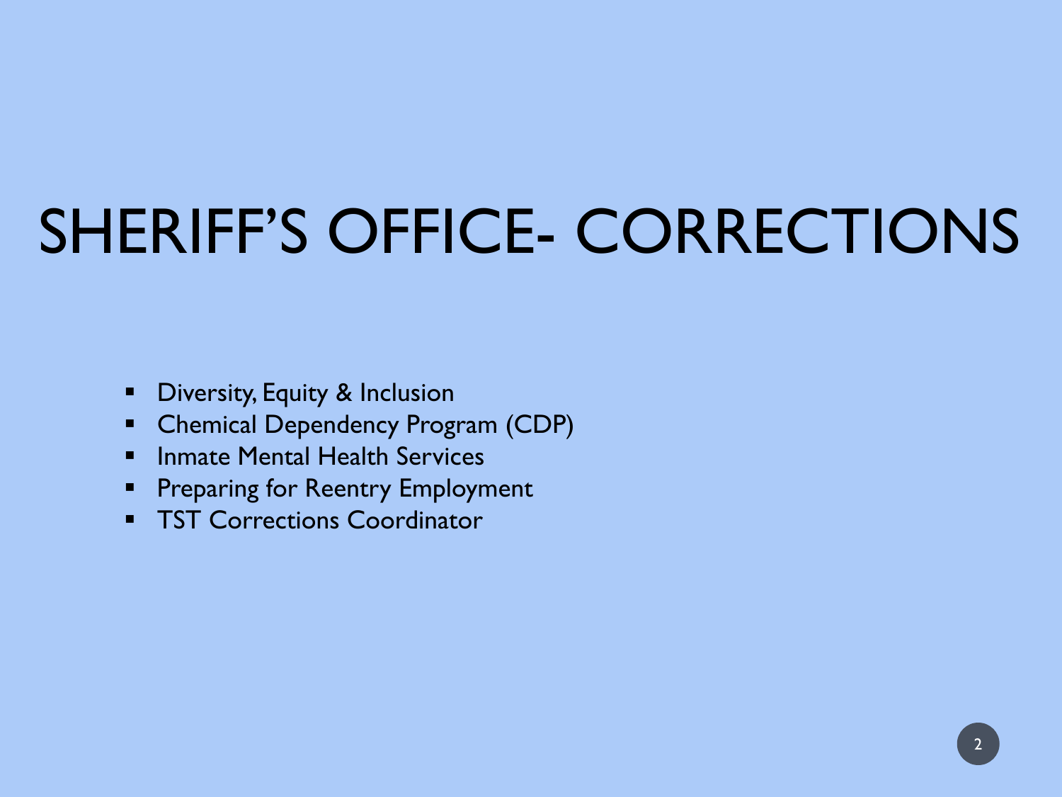# SHERIFF'S OFFICE- CORRECTIONS

- Diversity, Equity & Inclusion
- Chemical Dependency Program (CDP)
- Inmate Mental Health Services
- Preparing for Reentry Employment
- TST Corrections Coordinator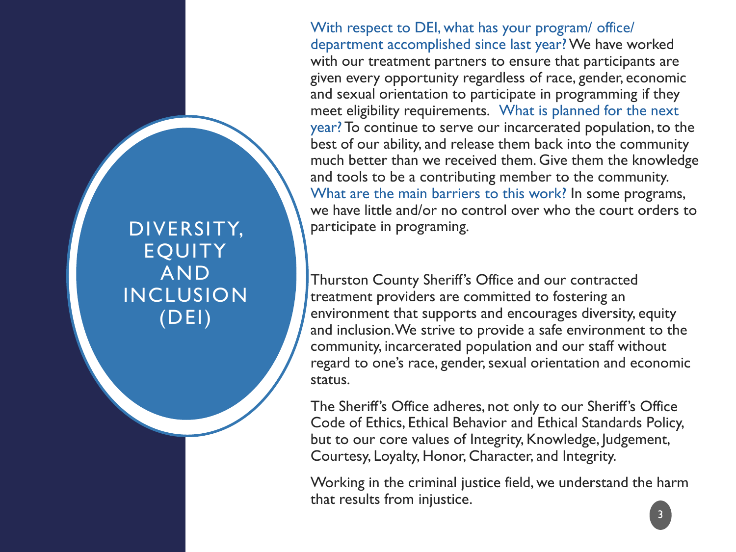# DIVERSITY, EQUITY AND INCLUSION (DEI)

With respect to DEI, what has your program/ office/ department accomplished since last year? We have worked with our treatment partners to ensure that participants are given every opportunity regardless of race, gender, economic and sexual orientation to participate in programming if they meet eligibility requirements. What is planned for the next year? To continue to serve our incarcerated population, to the best of our ability, and release them back into the community much better than we received them. Give them the knowledge and tools to be a contributing member to the community. What are the main barriers to this work? In some programs, we have little and/or no control over who the court orders to participate in programing.

Thurston County Sheriff's Office and our contracted treatment providers are committed to fostering an environment that supports and encourages diversity, equity and inclusion. We strive to provide a safe environment to the community, incarcerated population and our staff without regard to one's race, gender, sexual orientation and economic status.

The Sheriff's Office adheres, not only to our Sheriff's Office Code of Ethics, Ethical Behavior and Ethical Standards Policy, but to our core values of Integrity, Knowledge, Judgement, Courtesy, Loyalty, Honor, Character, and Integrity.

Working in the criminal justice field, we understand the harm that results from injustice.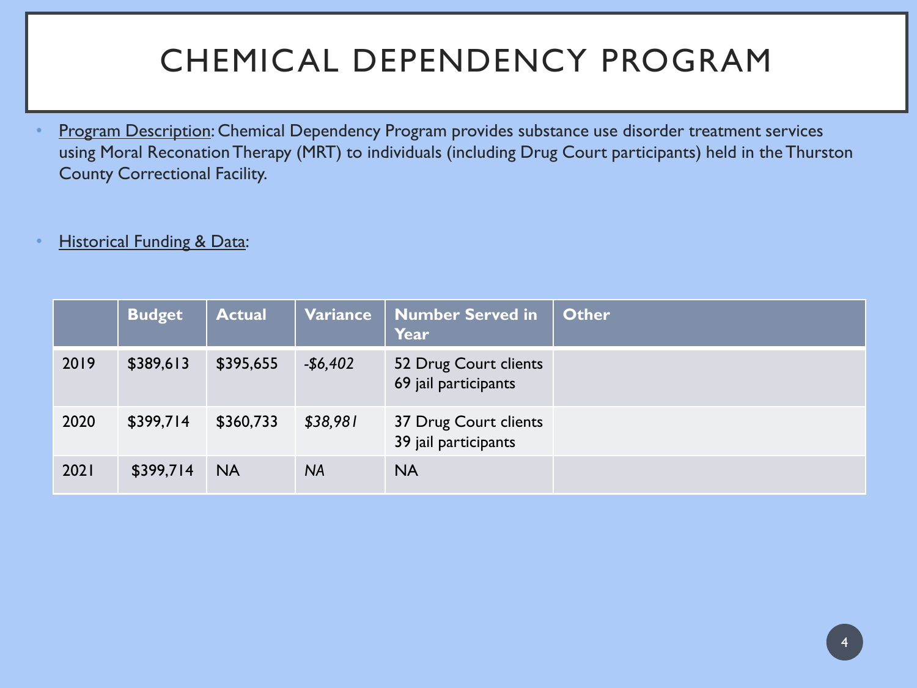# CHEMICAL DEPENDENCY PROGRAM

- Program Description: Chemical Dependency Program provides substance use disorder treatment services using Moral Reconation Therapy (MRT) to individuals (including Drug Court participants) held in the Thurston County Correctional Facility.

- Historical Funding & Data:

| | Budget | Actual | Variance | Number Served in Year | Other |
|---|---|---|---|---|---|
| 2019 | $389,613 | $395,655 | *-$6,402* | 52 Drug Court clients<br>69 jail participants | |
| 2020 | $399,714 | $360,733 | *$38,981* | 37 Drug Court clients<br>39 jail participants | |
| 2021 | $399,714 | NA | *NA* | NA | |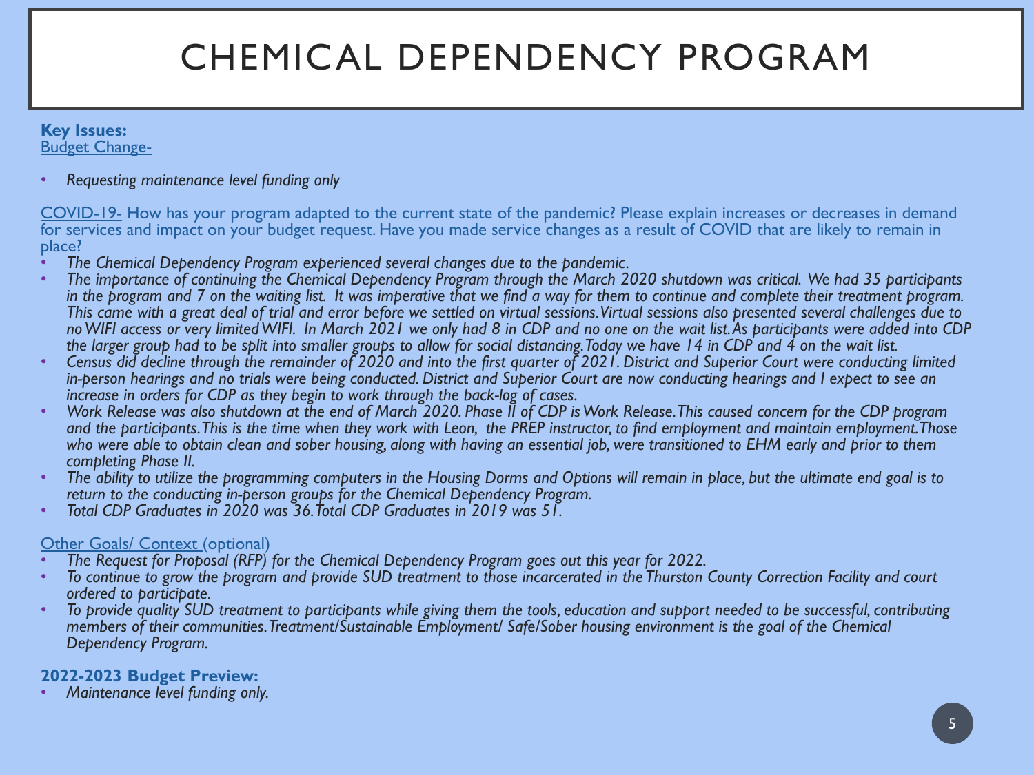# CHEMICAL DEPENDENCY PROGRAM

**Key Issues:**

Budget Change-

- *Requesting maintenance level funding only*

COVID-19- How has your program adapted to the current state of the pandemic? Please explain increases or decreases in demand for services and impact on your budget request. Have you made service changes as a result of COVID that are likely to remain in place?

- *The Chemical Dependency Program experienced several changes due to the pandemic.*
- *The importance of continuing the Chemical Dependency Program through the March 2020 shutdown was critical. We had 35 participants in the program and 7 on the waiting list. It was imperative that we find a way for them to continue and complete their treatment program. This came with a great deal of trial and error before we settled on virtual sessions. Virtual sessions also presented several challenges due to no WIFI access or very limited WIFI. In March 2021 we only had 8 in CDP and no one on the wait list. As participants were added into CDP the larger group had to be split into smaller groups to allow for social distancing. Today we have 14 in CDP and 4 on the wait list.*
- *Census did decline through the remainder of 2020 and into the first quarter of 2021. District and Superior Court were conducting limited in-person hearings and no trials were being conducted. District and Superior Court are now conducting hearings and I expect to see an increase in orders for CDP as they begin to work through the back-log of cases.*
- *Work Release was also shutdown at the end of March 2020. Phase II of CDP is Work Release. This caused concern for the CDP program and the participants. This is the time when they work with Leon, the PREP instructor, to find employment and maintain employment. Those who were able to obtain clean and sober housing, along with having an essential job, were transitioned to EHM early and prior to them completing Phase II.*
- *The ability to utilize the programming computers in the Housing Dorms and Options will remain in place, but the ultimate end goal is to return to the conducting in-person groups for the Chemical Dependency Program.*
- *Total CDP Graduates in 2020 was 36. Total CDP Graduates in 2019 was 51.*

Other Goals/ Context (optional)

- *The Request for Proposal (RFP) for the Chemical Dependency Program goes out this year for 2022.*
- *To continue to grow the program and provide SUD treatment to those incarcerated in the Thurston County Correction Facility and court ordered to participate.*
- *To provide quality SUD treatment to participants while giving them the tools, education and support needed to be successful, contributing members of their communities. Treatment/Sustainable Employment/ Safe/Sober housing environment is the goal of the Chemical Dependency Program.*

**2022-2023 Budget Preview:**

- *Maintenance level funding only.*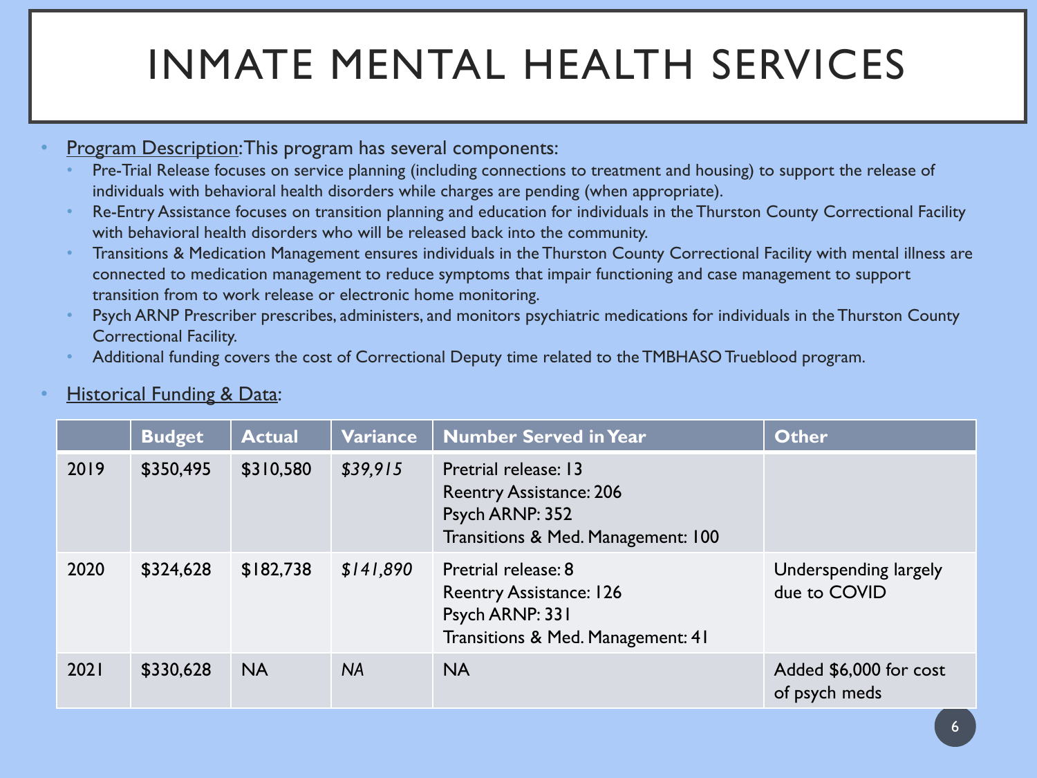# INMATE MENTAL HEALTH SERVICES

- <u>Program Description</u>: This program has several components:
  - Pre-Trial Release focuses on service planning (including connections to treatment and housing) to support the release of individuals with behavioral health disorders while charges are pending (when appropriate).
  - Re-Entry Assistance focuses on transition planning and education for individuals in the Thurston County Correctional Facility with behavioral health disorders who will be released back into the community.
  - Transitions & Medication Management ensures individuals in the Thurston County Correctional Facility with mental illness are connected to medication management to reduce symptoms that impair functioning and case management to support transition from to work release or electronic home monitoring.
  - Psych ARNP Prescriber prescribes, administers, and monitors psychiatric medications for individuals in the Thurston County Correctional Facility.
  - Additional funding covers the cost of Correctional Deputy time related to the TMBHASO Trueblood program.

- <u>Historical Funding & Data</u>:

| | Budget | Actual | Variance | Number Served in Year | Other |
|---|---|---|---|---|---|
| 2019 | $350,495 | $310,580 | *$39,915* | Pretrial release: 13<br>Reentry Assistance: 206<br>Psych ARNP: 352<br>Transitions & Med. Management: 100 | |
| 2020 | $324,628 | $182,738 | *$141,890* | Pretrial release: 8<br>Reentry Assistance: 126<br>Psych ARNP: 331<br>Transitions & Med. Management: 41 | Underspending largely due to COVID |
| 2021 | $330,628 | NA | *NA* | NA | Added $6,000 for cost of psych meds |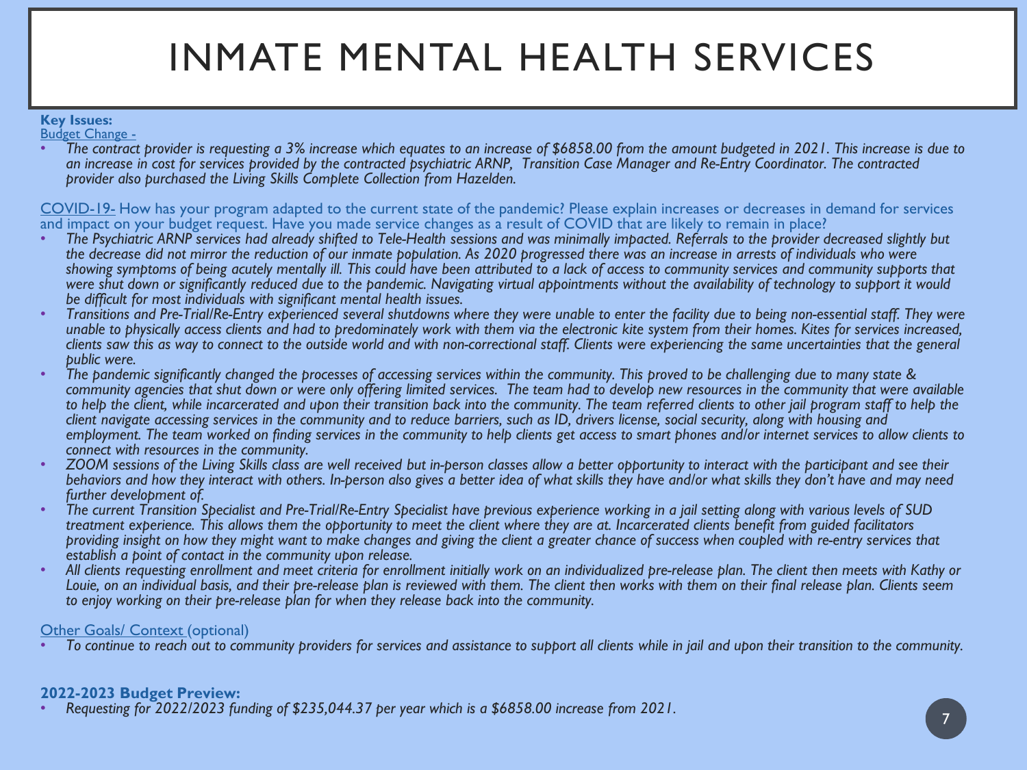# INMATE MENTAL HEALTH SERVICES

**Key Issues:**

Budget Change -

- *The contract provider is requesting a 3% increase which equates to an increase of $6858.00 from the amount budgeted in 2021. This increase is due to an increase in cost for services provided by the contracted psychiatric ARNP, Transition Case Manager and Re-Entry Coordinator. The contracted provider also purchased the Living Skills Complete Collection from Hazelden.*

COVID-19- How has your program adapted to the current state of the pandemic? Please explain increases or decreases in demand for services and impact on your budget request. Have you made service changes as a result of COVID that are likely to remain in place?

- *The Psychiatric ARNP services had already shifted to Tele-Health sessions and was minimally impacted. Referrals to the provider decreased slightly but the decrease did not mirror the reduction of our inmate population. As 2020 progressed there was an increase in arrests of individuals who were showing symptoms of being acutely mentally ill. This could have been attributed to a lack of access to community services and community supports that were shut down or significantly reduced due to the pandemic. Navigating virtual appointments without the availability of technology to support it would be difficult for most individuals with significant mental health issues.*
- *Transitions and Pre-Trial/Re-Entry experienced several shutdowns where they were unable to enter the facility due to being non-essential staff. They were unable to physically access clients and had to predominately work with them via the electronic kite system from their homes. Kites for services increased, clients saw this as way to connect to the outside world and with non-correctional staff. Clients were experiencing the same uncertainties that the general public were.*
- *The pandemic significantly changed the processes of accessing services within the community. This proved to be challenging due to many state & community agencies that shut down or were only offering limited services. The team had to develop new resources in the community that were available to help the client, while incarcerated and upon their transition back into the community. The team referred clients to other jail program staff to help the client navigate accessing services in the community and to reduce barriers, such as ID, drivers license, social security, along with housing and employment. The team worked on finding services in the community to help clients get access to smart phones and/or internet services to allow clients to connect with resources in the community.*
- *ZOOM sessions of the Living Skills class are well received but in-person classes allow a better opportunity to interact with the participant and see their behaviors and how they interact with others. In-person also gives a better idea of what skills they have and/or what skills they don't have and may need further development of.*
- *The current Transition Specialist and Pre-Trial/Re-Entry Specialist have previous experience working in a jail setting along with various levels of SUD treatment experience. This allows them the opportunity to meet the client where they are at. Incarcerated clients benefit from guided facilitators providing insight on how they might want to make changes and giving the client a greater chance of success when coupled with re-entry services that establish a point of contact in the community upon release.*
- *All clients requesting enrollment and meet criteria for enrollment initially work on an individualized pre-release plan. The client then meets with Kathy or Louie, on an individual basis, and their pre-release plan is reviewed with them. The client then works with them on their final release plan. Clients seem to enjoy working on their pre-release plan for when they release back into the community.*

Other Goals/ Context (optional)

- *To continue to reach out to community providers for services and assistance to support all clients while in jail and upon their transition to the community.*

**2022-2023 Budget Preview:**

- *Requesting for 2022/2023 funding of $235,044.37 per year which is a $6858.00 increase from 2021.*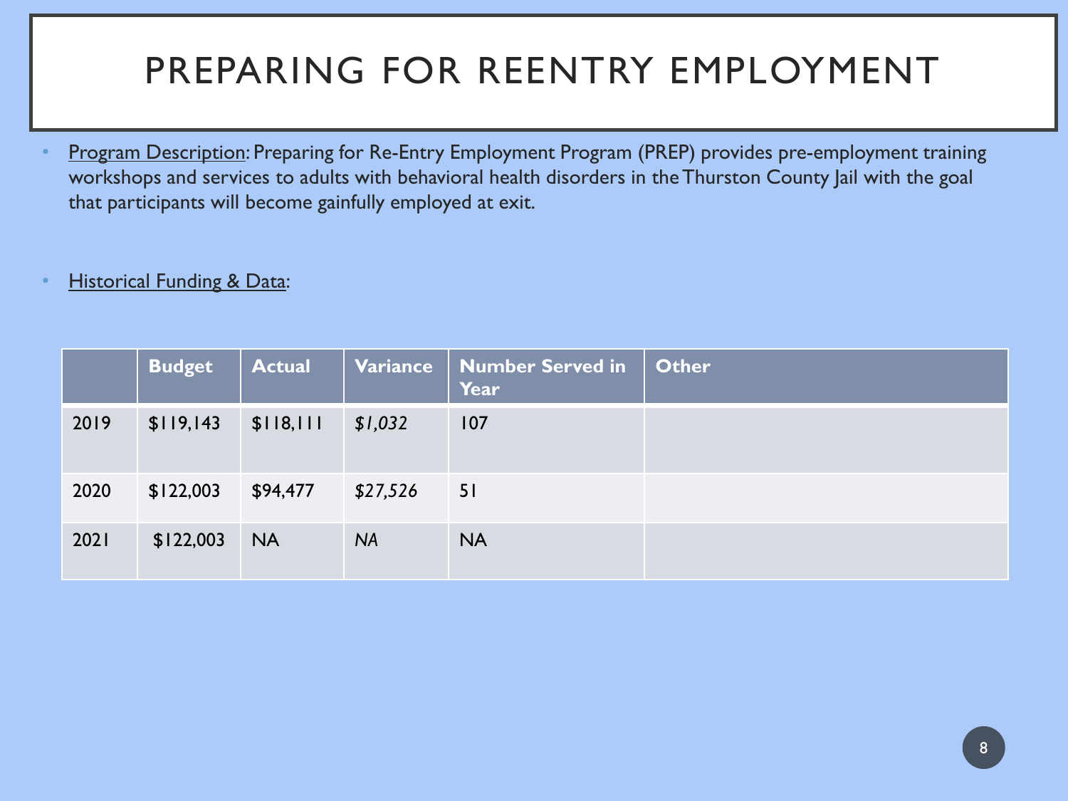# PREPARING FOR REENTRY EMPLOYMENT

- Program Description: Preparing for Re-Entry Employment Program (PREP) provides pre-employment training workshops and services to adults with behavioral health disorders in the Thurston County Jail with the goal that participants will become gainfully employed at exit.

- Historical Funding & Data:

| | Budget | Actual | Variance | Number Served in Year | Other |
|---|---|---|---|---|---|
| 2019 | $119,143 | $118,111 | *$1,032* | 107 | |
| 2020 | $122,003 | $94,477 | *$27,526* | 51 | |
| 2021 | $122,003 | NA | *NA* | NA | |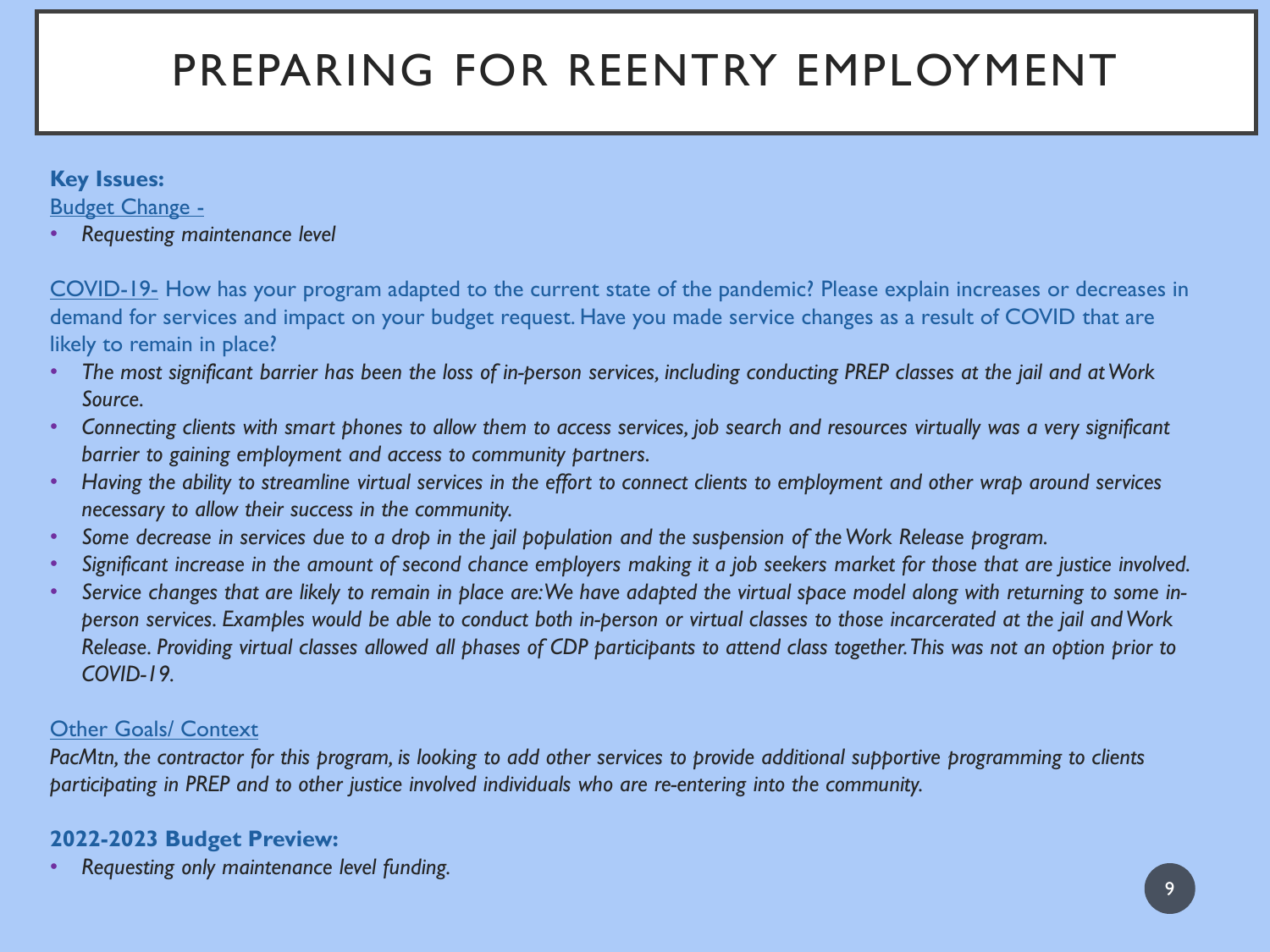# PREPARING FOR REENTRY EMPLOYMENT

**Key Issues:**

Budget Change -

- *Requesting maintenance level*

COVID-19- How has your program adapted to the current state of the pandemic? Please explain increases or decreases in demand for services and impact on your budget request. Have you made service changes as a result of COVID that are likely to remain in place?

- *The most significant barrier has been the loss of in-person services, including conducting PREP classes at the jail and at Work Source.*
- *Connecting clients with smart phones to allow them to access services, job search and resources virtually was a very significant barrier to gaining employment and access to community partners.*
- *Having the ability to streamline virtual services in the effort to connect clients to employment and other wrap around services necessary to allow their success in the community.*
- *Some decrease in services due to a drop in the jail population and the suspension of the Work Release program.*
- *Significant increase in the amount of second chance employers making it a job seekers market for those that are justice involved.*
- *Service changes that are likely to remain in place are: We have adapted the virtual space model along with returning to some in-person services. Examples would be able to conduct both in-person or virtual classes to those incarcerated at the jail and Work Release. Providing virtual classes allowed all phases of CDP participants to attend class together. This was not an option prior to COVID-19.*

Other Goals/ Context

*PacMtn, the contractor for this program, is looking to add other services to provide additional supportive programming to clients participating in PREP and to other justice involved individuals who are re-entering into the community.*

**2022-2023 Budget Preview:**

- *Requesting only maintenance level funding.*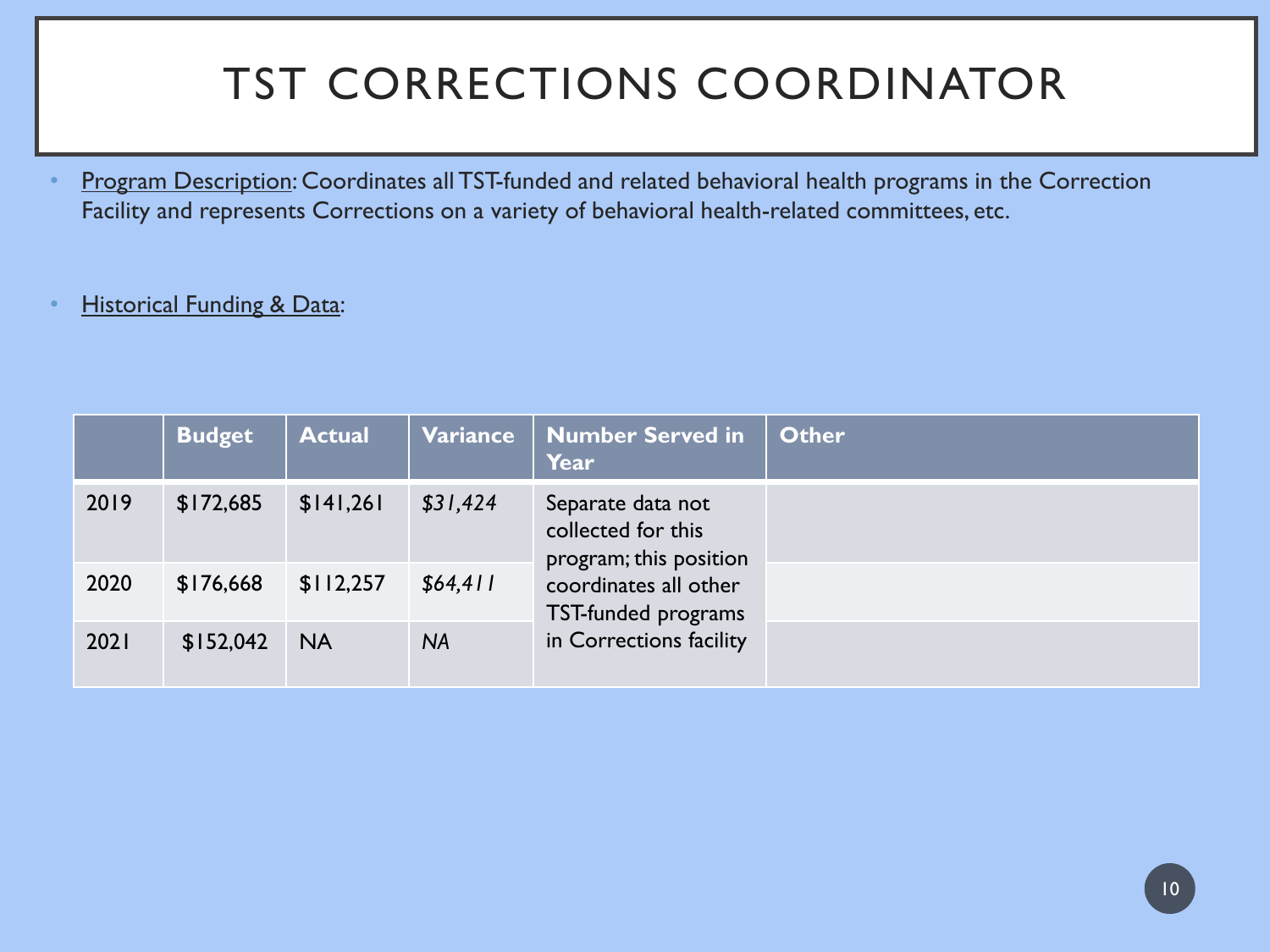# TST CORRECTIONS COORDINATOR

- Program Description: Coordinates all TST-funded and related behavioral health programs in the Correction Facility and represents Corrections on a variety of behavioral health-related committees, etc.

- Historical Funding & Data:

| | Budget | Actual | Variance | Number Served in Year | Other |
|---|---|---|---|---|---|
| 2019 | $172,685 | $141,261 | *$31,424* | Separate data not collected for this program; this position coordinates all other TST-funded programs in Corrections facility | |
| 2020 | $176,668 | $112,257 | *$64,411* | | |
| 2021 | $152,042 | NA | *NA* | | |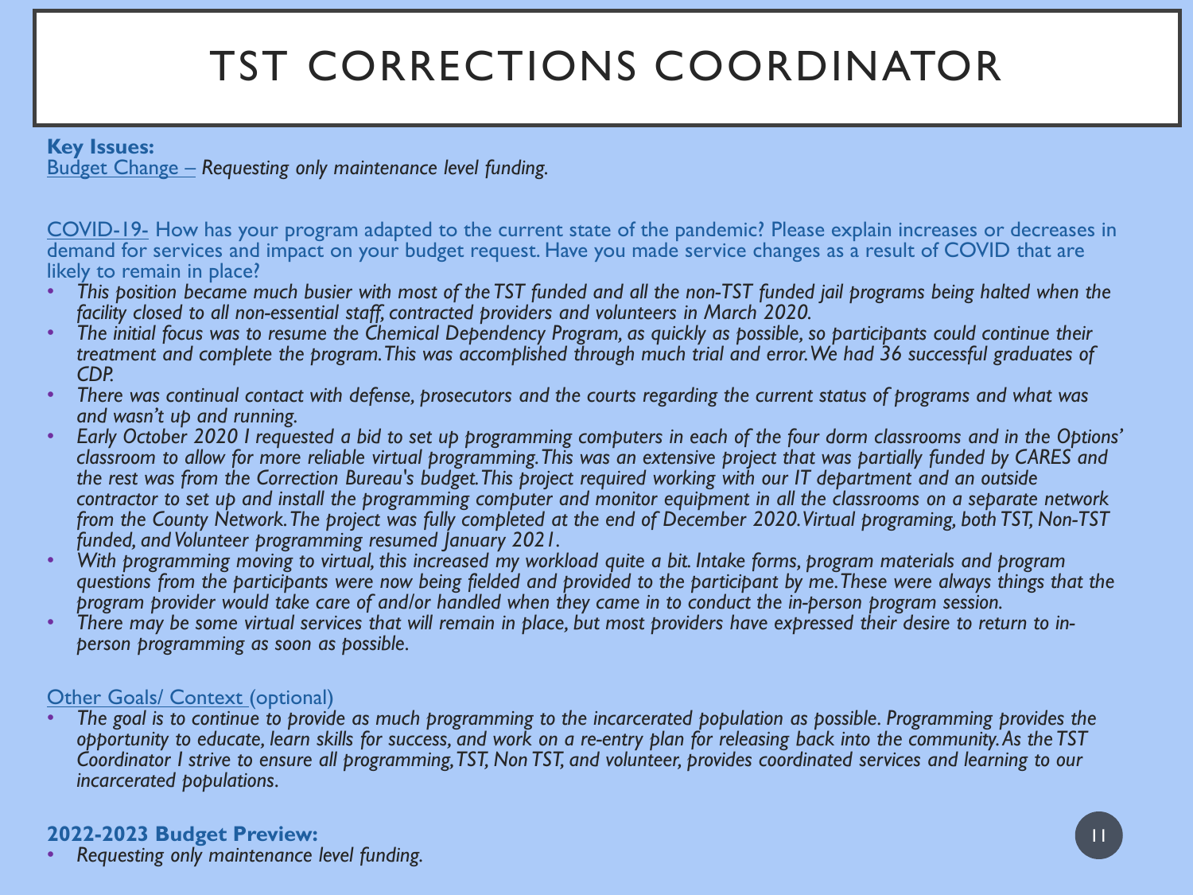# TST CORRECTIONS COORDINATOR

**Key Issues:**

Budget Change – *Requesting only maintenance level funding.*

COVID-19- How has your program adapted to the current state of the pandemic? Please explain increases or decreases in demand for services and impact on your budget request. Have you made service changes as a result of COVID that are likely to remain in place?

- *This position became much busier with most of the TST funded and all the non-TST funded jail programs being halted when the facility closed to all non-essential staff, contracted providers and volunteers in March 2020.*
- *The initial focus was to resume the Chemical Dependency Program, as quickly as possible, so participants could continue their treatment and complete the program. This was accomplished through much trial and error. We had 36 successful graduates of CDP.*
- *There was continual contact with defense, prosecutors and the courts regarding the current status of programs and what was and wasn't up and running.*
- *Early October 2020 I requested a bid to set up programming computers in each of the four dorm classrooms and in the Options' classroom to allow for more reliable virtual programming. This was an extensive project that was partially funded by CARES and the rest was from the Correction Bureau's budget. This project required working with our IT department and an outside contractor to set up and install the programming computer and monitor equipment in all the classrooms on a separate network from the County Network. The project was fully completed at the end of December 2020. Virtual programing, both TST, Non-TST funded, and Volunteer programming resumed January 2021.*
- *With programming moving to virtual, this increased my workload quite a bit. Intake forms, program materials and program questions from the participants were now being fielded and provided to the participant by me. These were always things that the program provider would take care of and/or handled when they came in to conduct the in-person program session.*
- *There may be some virtual services that will remain in place, but most providers have expressed their desire to return to in-person programming as soon as possible.*

Other Goals/ Context (optional)

- *The goal is to continue to provide as much programming to the incarcerated population as possible. Programming provides the opportunity to educate, learn skills for success, and work on a re-entry plan for releasing back into the community. As the TST Coordinator I strive to ensure all programming, TST, Non TST, and volunteer, provides coordinated services and learning to our incarcerated populations.*

**2022-2023 Budget Preview:**

- *Requesting only maintenance level funding.*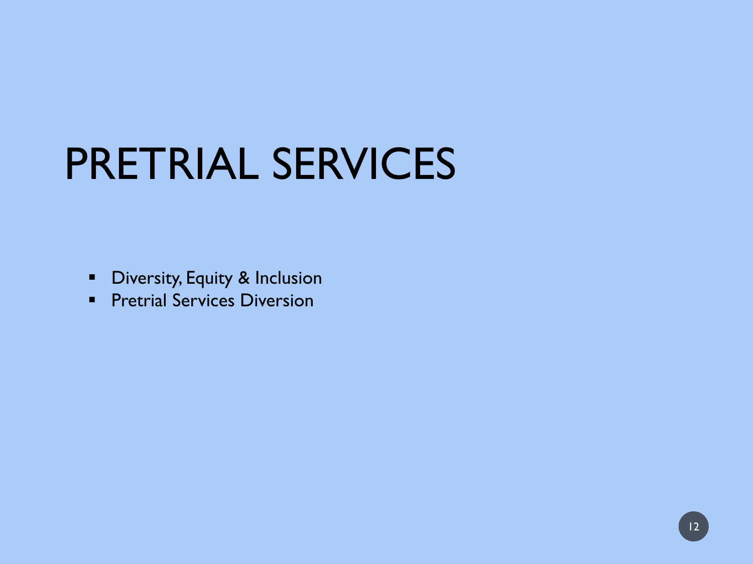# PRETRIAL SERVICES

- Diversity, Equity & Inclusion
- Pretrial Services Diversion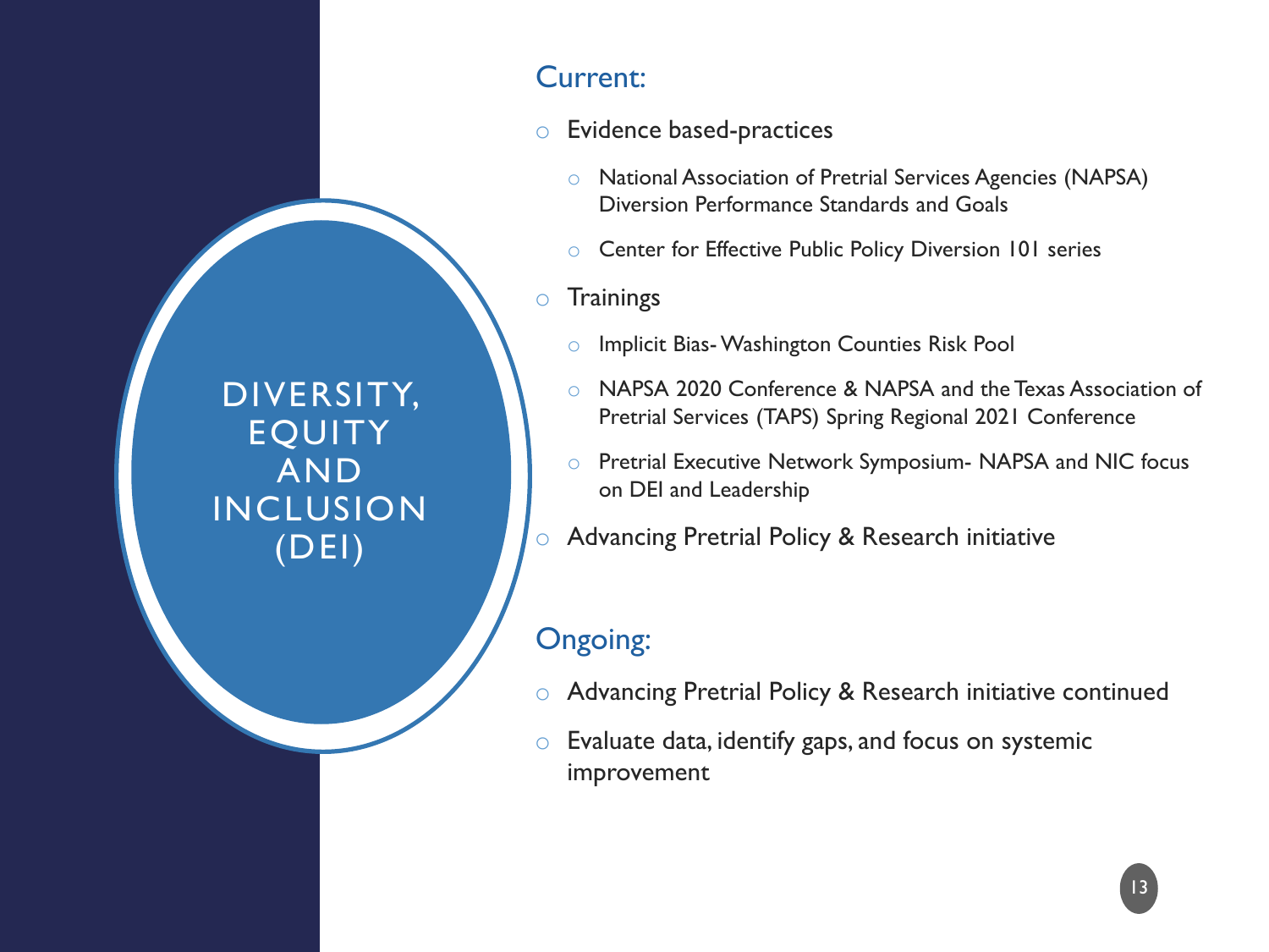# DIVERSITY, EQUITY AND INCLUSION (DEI)

## Current:

- Evidence based-practices
  - National Association of Pretrial Services Agencies (NAPSA) Diversion Performance Standards and Goals
  - Center for Effective Public Policy Diversion 101 series
- Trainings
  - Implicit Bias- Washington Counties Risk Pool
  - NAPSA 2020 Conference & NAPSA and the Texas Association of Pretrial Services (TAPS) Spring Regional 2021 Conference
  - Pretrial Executive Network Symposium- NAPSA and NIC focus on DEI and Leadership
- Advancing Pretrial Policy & Research initiative

## Ongoing:

- Advancing Pretrial Policy & Research initiative continued
- Evaluate data, identify gaps, and focus on systemic improvement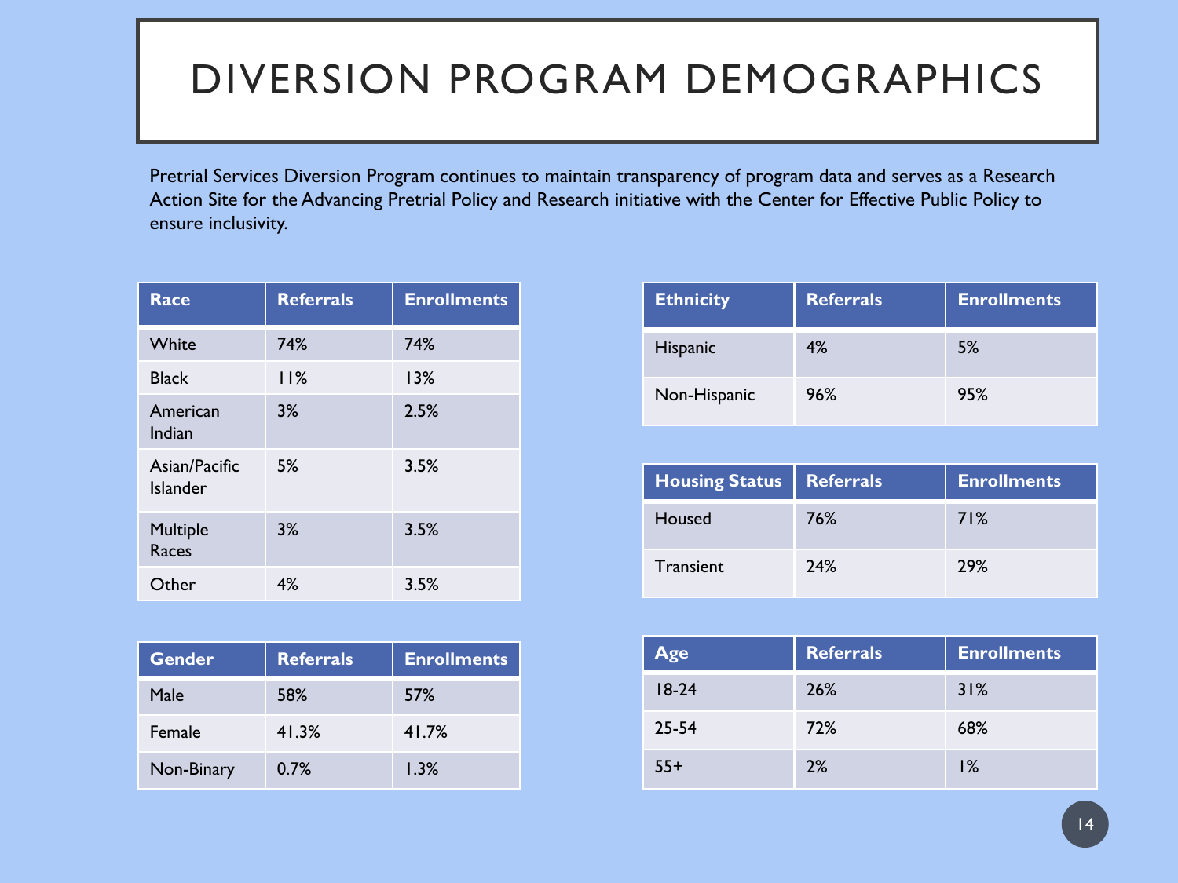# DIVERSION PROGRAM DEMOGRAPHICS

Pretrial Services Diversion Program continues to maintain transparency of program data and serves as a Research Action Site for the Advancing Pretrial Policy and Research initiative with the Center for Effective Public Policy to ensure inclusivity.

| Race | Referrals | Enrollments |
|---|---|---|
| White | 74% | 74% |
| Black | 11% | 13% |
| American Indian | 3% | 2.5% |
| Asian/Pacific Islander | 5% | 3.5% |
| Multiple Races | 3% | 3.5% |
| Other | 4% | 3.5% |

| Gender | Referrals | Enrollments |
|---|---|---|
| Male | 58% | 57% |
| Female | 41.3% | 41.7% |
| Non-Binary | 0.7% | 1.3% |

| Ethnicity | Referrals | Enrollments |
|---|---|---|
| Hispanic | 4% | 5% |
| Non-Hispanic | 96% | 95% |

| Housing Status | Referrals | Enrollments |
|---|---|---|
| Housed | 76% | 71% |
| Transient | 24% | 29% |

| Age | Referrals | Enrollments |
|---|---|---|
| 18-24 | 26% | 31% |
| 25-54 | 72% | 68% |
| 55+ | 2% | 1% |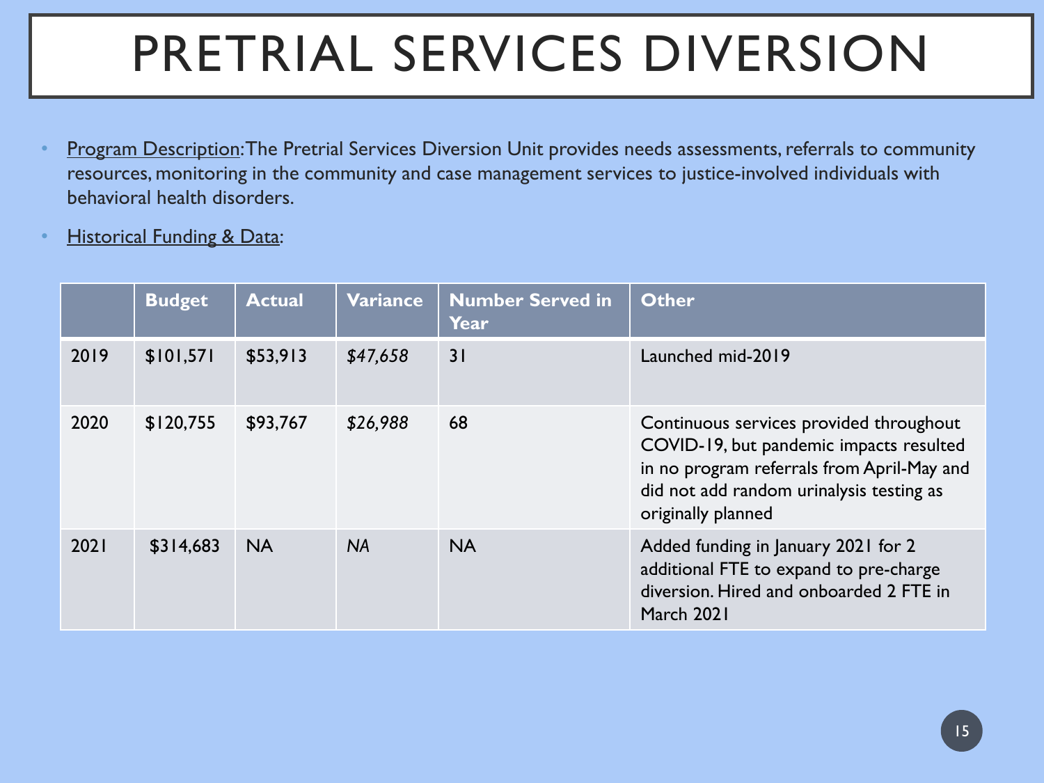# PRETRIAL SERVICES DIVERSION

- Program Description: The Pretrial Services Diversion Unit provides needs assessments, referrals to community resources, monitoring in the community and case management services to justice-involved individuals with behavioral health disorders.
- Historical Funding & Data:

| | Budget | Actual | Variance | Number Served in Year | Other |
|---|---|---|---|---|---|
| 2019 | $101,571 | $53,913 | *$47,658* | 31 | Launched mid-2019 |
| 2020 | $120,755 | $93,767 | *$26,988* | 68 | Continuous services provided throughout COVID-19, but pandemic impacts resulted in no program referrals from April-May and did not add random urinalysis testing as originally planned |
| 2021 | $314,683 | NA | *NA* | NA | Added funding in January 2021 for 2 additional FTE to expand to pre-charge diversion. Hired and onboarded 2 FTE in March 2021 |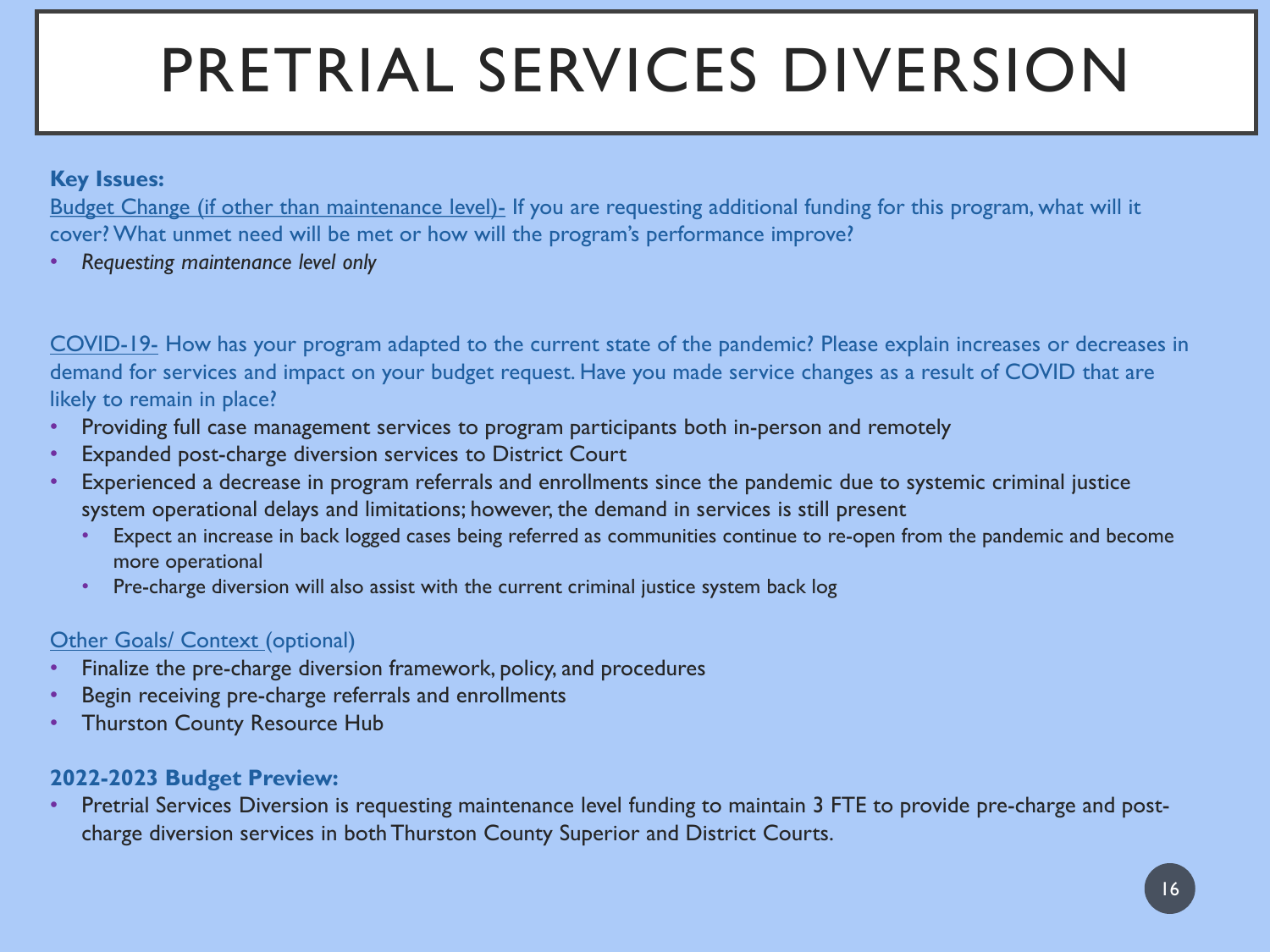# PRETRIAL SERVICES DIVERSION

**Key Issues:**

Budget Change (if other than maintenance level)- If you are requesting additional funding for this program, what will it cover? What unmet need will be met or how will the program's performance improve?

- *Requesting maintenance level only*

COVID-19- How has your program adapted to the current state of the pandemic? Please explain increases or decreases in demand for services and impact on your budget request. Have you made service changes as a result of COVID that are likely to remain in place?

- Providing full case management services to program participants both in-person and remotely
- Expanded post-charge diversion services to District Court
- Experienced a decrease in program referrals and enrollments since the pandemic due to systemic criminal justice system operational delays and limitations; however, the demand in services is still present
  - Expect an increase in back logged cases being referred as communities continue to re-open from the pandemic and become more operational
  - Pre-charge diversion will also assist with the current criminal justice system back log

Other Goals/ Context (optional)

- Finalize the pre-charge diversion framework, policy, and procedures
- Begin receiving pre-charge referrals and enrollments
- Thurston County Resource Hub

**2022-2023 Budget Preview:**

- Pretrial Services Diversion is requesting maintenance level funding to maintain 3 FTE to provide pre-charge and post-charge diversion services in both Thurston County Superior and District Courts.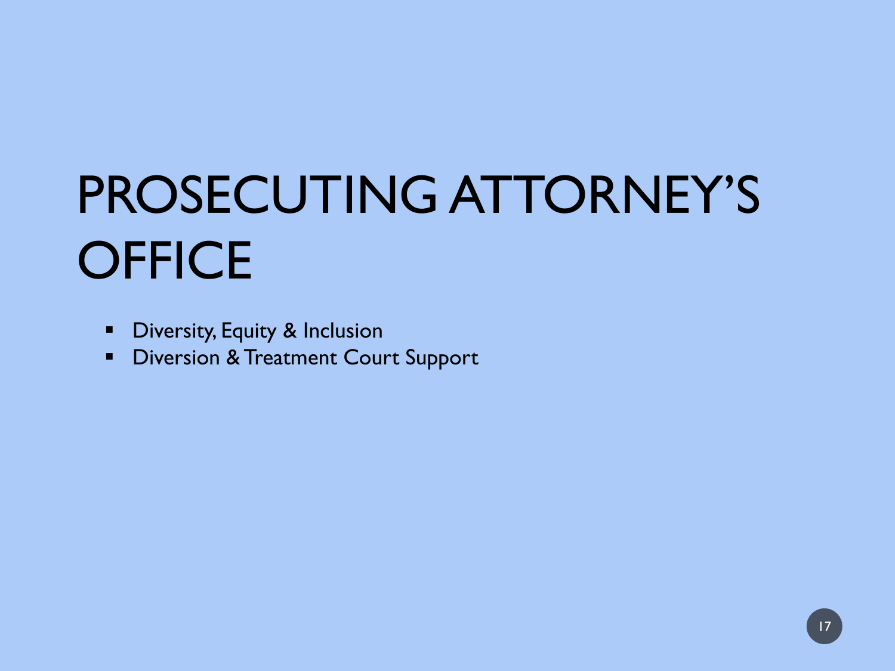# PROSECUTING ATTORNEY'S OFFICE

- Diversity, Equity & Inclusion
- Diversion & Treatment Court Support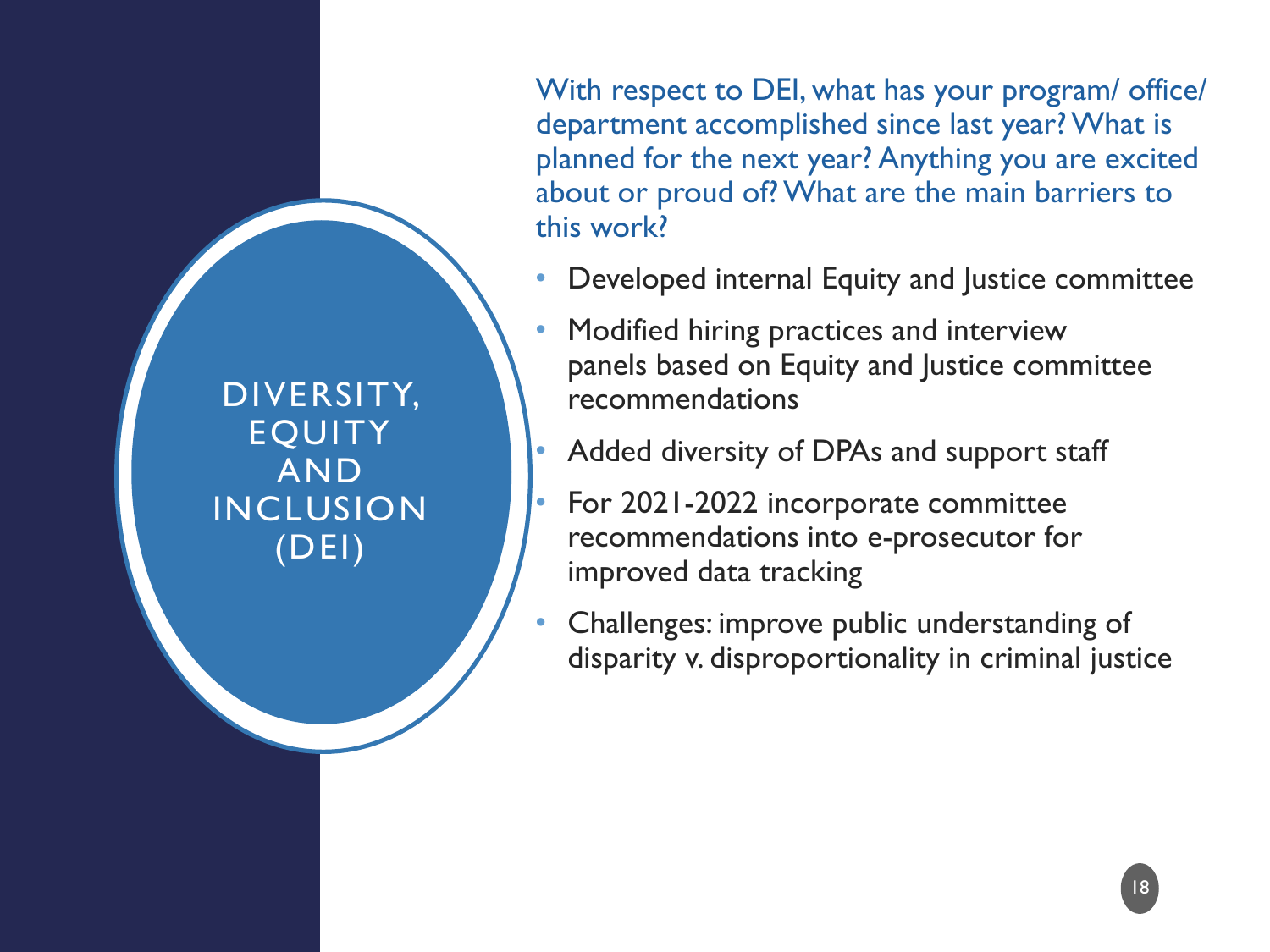# DIVERSITY, EQUITY AND INCLUSION (DEI)

With respect to DEI, what has your program/ office/ department accomplished since last year? What is planned for the next year? Anything you are excited about or proud of? What are the main barriers to this work?

- Developed internal Equity and Justice committee
- Modified hiring practices and interview panels based on Equity and Justice committee recommendations
- Added diversity of DPAs and support staff
- For 2021-2022 incorporate committee recommendations into e-prosecutor for improved data tracking
- Challenges: improve public understanding of disparity v. disproportionality in criminal justice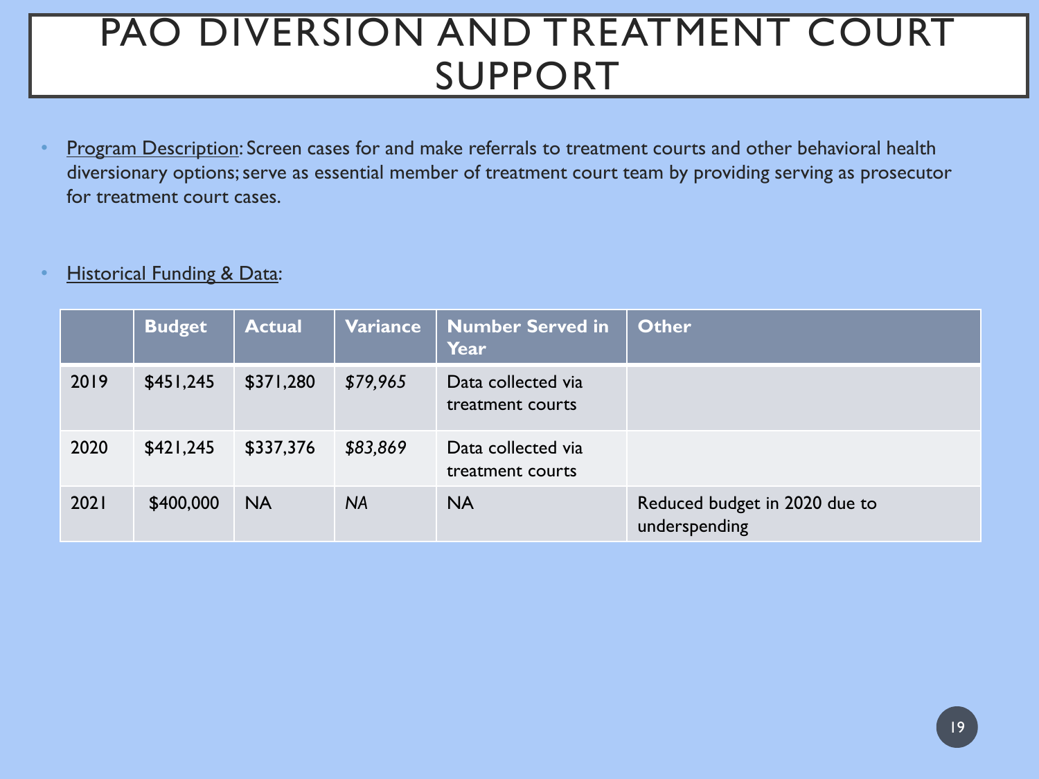# PAO DIVERSION AND TREATMENT COURT SUPPORT

- Program Description: Screen cases for and make referrals to treatment courts and other behavioral health diversionary options; serve as essential member of treatment court team by providing serving as prosecutor for treatment court cases.

- Historical Funding & Data:

| | Budget | Actual | Variance | Number Served in Year | Other |
|---|---|---|---|---|---|
| 2019 | $451,245 | $371,280 | *$79,965* | Data collected via treatment courts | |
| 2020 | $421,245 | $337,376 | *$83,869* | Data collected via treatment courts | |
| 2021 | $400,000 | NA | *NA* | NA | Reduced budget in 2020 due to underspending |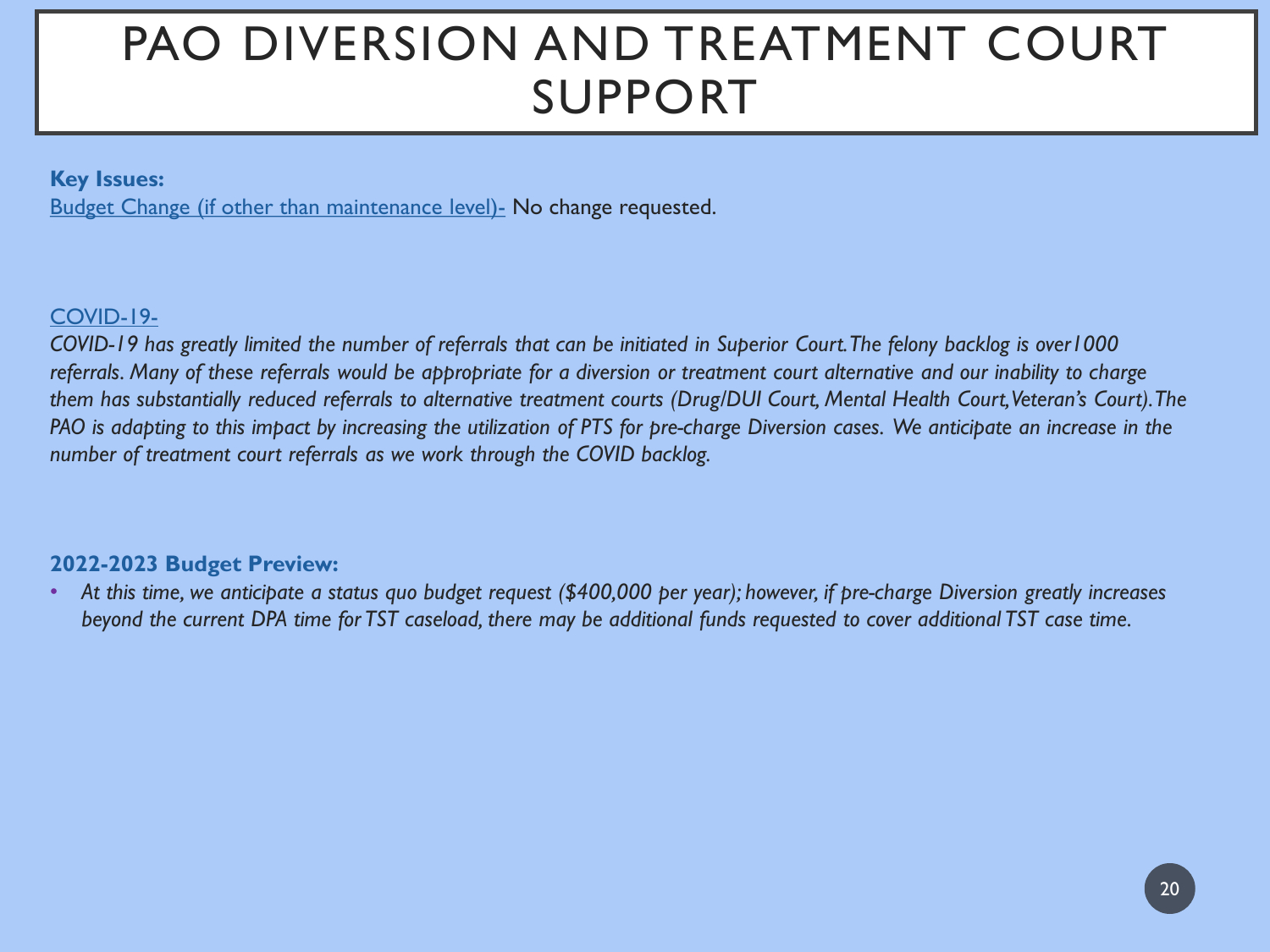# PAO DIVERSION AND TREATMENT COURT SUPPORT

**Key Issues:**

Budget Change (if other than maintenance level)- No change requested.

COVID-19-

*COVID-19 has greatly limited the number of referrals that can be initiated in Superior Court. The felony backlog is over1000 referrals. Many of these referrals would be appropriate for a diversion or treatment court alternative and our inability to charge them has substantially reduced referrals to alternative treatment courts (Drug/DUI Court, Mental Health Court, Veteran's Court). The PAO is adapting to this impact by increasing the utilization of PTS for pre-charge Diversion cases. We anticipate an increase in the number of treatment court referrals as we work through the COVID backlog.*

**2022-2023 Budget Preview:**

- *At this time, we anticipate a status quo budget request ($400,000 per year); however, if pre-charge Diversion greatly increases beyond the current DPA time for TST caseload, there may be additional funds requested to cover additional TST case time.*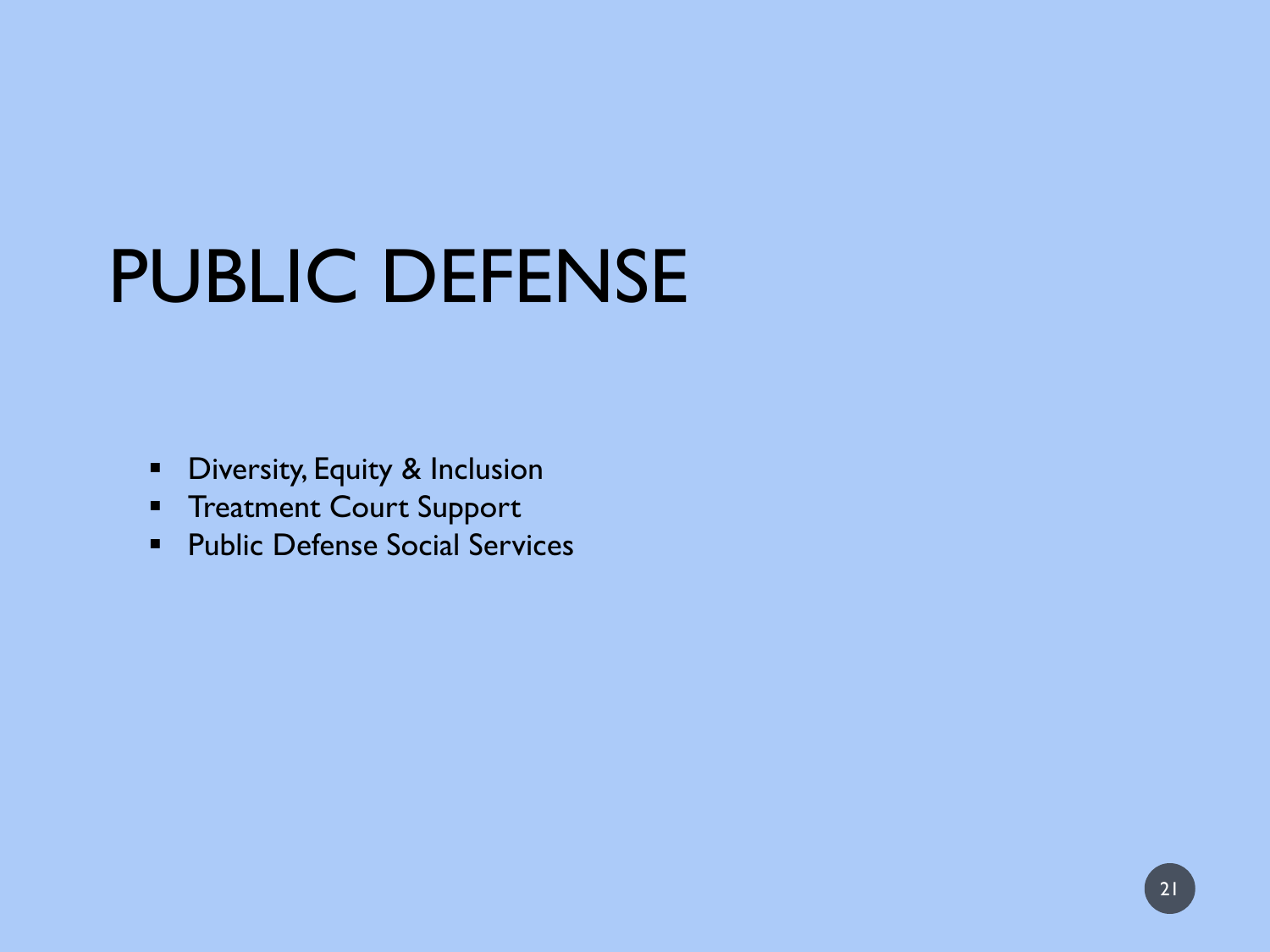# PUBLIC DEFENSE

- Diversity, Equity & Inclusion
- Treatment Court Support
- Public Defense Social Services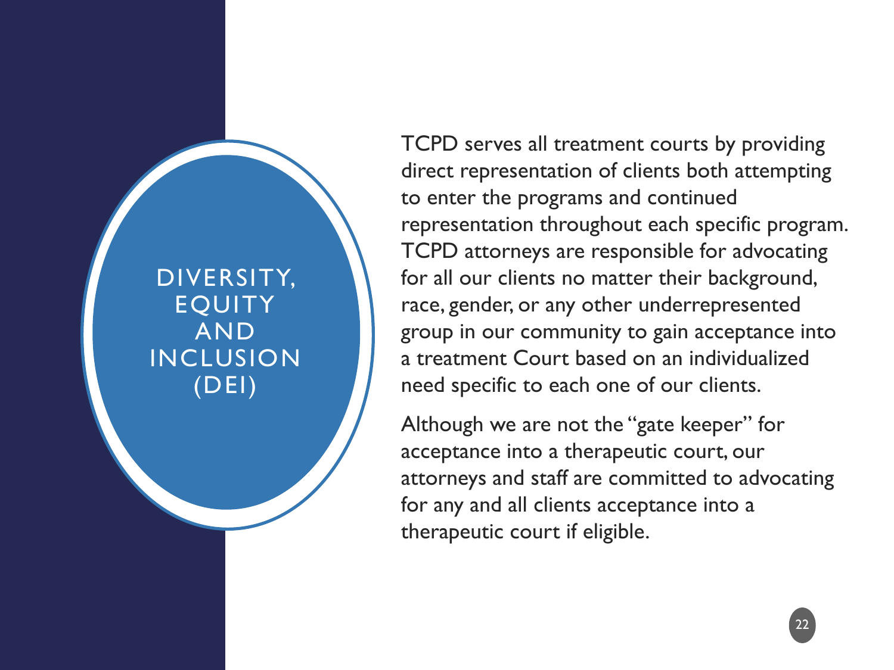# DIVERSITY, EQUITY AND INCLUSION (DEI)

TCPD serves all treatment courts by providing direct representation of clients both attempting to enter the programs and continued representation throughout each specific program. TCPD attorneys are responsible for advocating for all our clients no matter their background, race, gender, or any other underrepresented group in our community to gain acceptance into a treatment Court based on an individualized need specific to each one of our clients.

Although we are not the "gate keeper" for acceptance into a therapeutic court, our attorneys and staff are committed to advocating for any and all clients acceptance into a therapeutic court if eligible.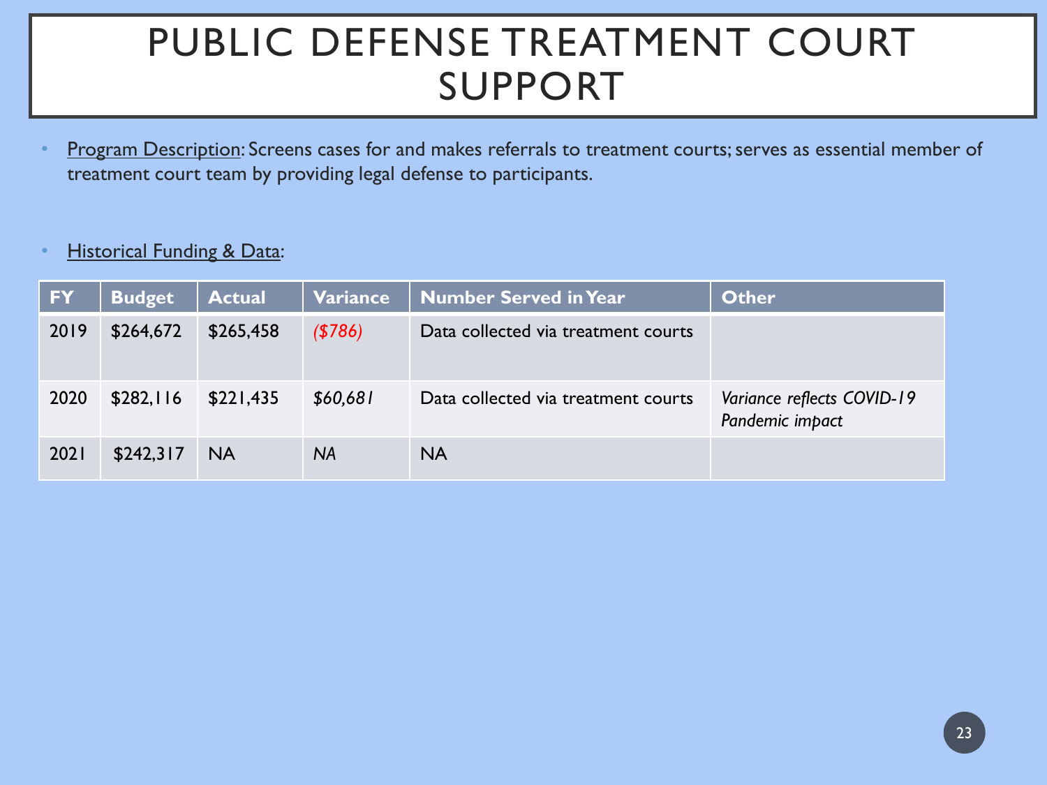# PUBLIC DEFENSE TREATMENT COURT SUPPORT

- <u>Program Description</u>: Screens cases for and makes referrals to treatment courts; serves as essential member of treatment court team by providing legal defense to participants.

- <u>Historical Funding & Data</u>:

| FY | Budget | Actual | Variance | Number Served in Year | Other |
|---|---|---|---|---|---|
| 2019 | $264,672 | $265,458 | *($786)* | Data collected via treatment courts | |
| 2020 | $282,116 | $221,435 | *$60,681* | Data collected via treatment courts | *Variance reflects COVID-19 Pandemic impact* |
| 2021 | $242,317 | NA | *NA* | NA | |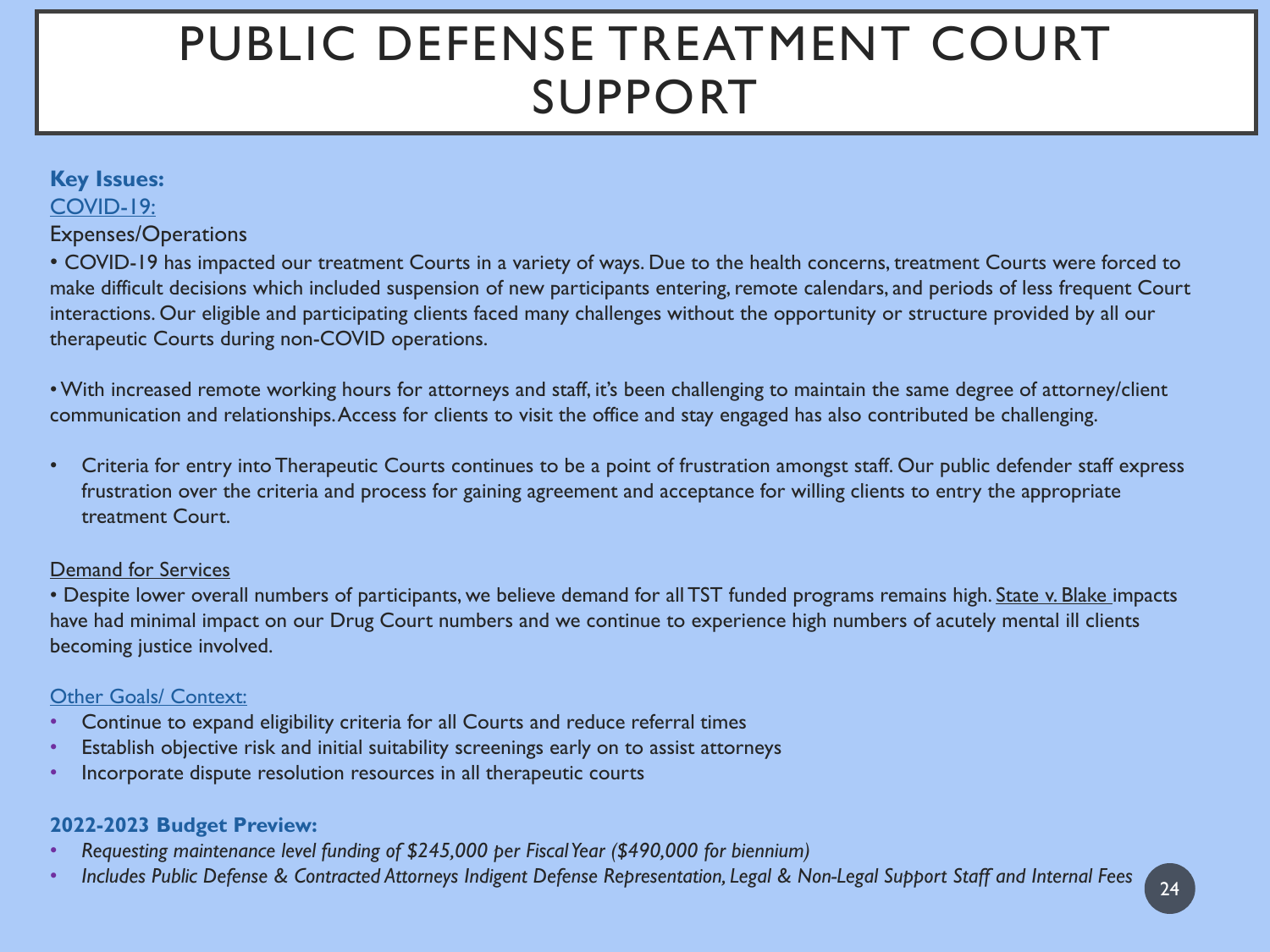# PUBLIC DEFENSE TREATMENT COURT SUPPORT

**Key Issues:**

COVID-19:

Expenses/Operations

• COVID-19 has impacted our treatment Courts in a variety of ways. Due to the health concerns, treatment Courts were forced to make difficult decisions which included suspension of new participants entering, remote calendars, and periods of less frequent Court interactions. Our eligible and participating clients faced many challenges without the opportunity or structure provided by all our therapeutic Courts during non-COVID operations.

• With increased remote working hours for attorneys and staff, it's been challenging to maintain the same degree of attorney/client communication and relationships. Access for clients to visit the office and stay engaged has also contributed be challenging.

- Criteria for entry into Therapeutic Courts continues to be a point of frustration amongst staff. Our public defender staff express frustration over the criteria and process for gaining agreement and acceptance for willing clients to entry the appropriate treatment Court.

Demand for Services

• Despite lower overall numbers of participants, we believe demand for all TST funded programs remains high. State v. Blake impacts have had minimal impact on our Drug Court numbers and we continue to experience high numbers of acutely mental ill clients becoming justice involved.

Other Goals/ Context:

- Continue to expand eligibility criteria for all Courts and reduce referral times
- Establish objective risk and initial suitability screenings early on to assist attorneys
- Incorporate dispute resolution resources in all therapeutic courts

**2022-2023 Budget Preview:**

- *Requesting maintenance level funding of $245,000 per Fiscal Year ($490,000 for biennium)*
- *Includes Public Defense & Contracted Attorneys Indigent Defense Representation, Legal & Non-Legal Support Staff and Internal Fees*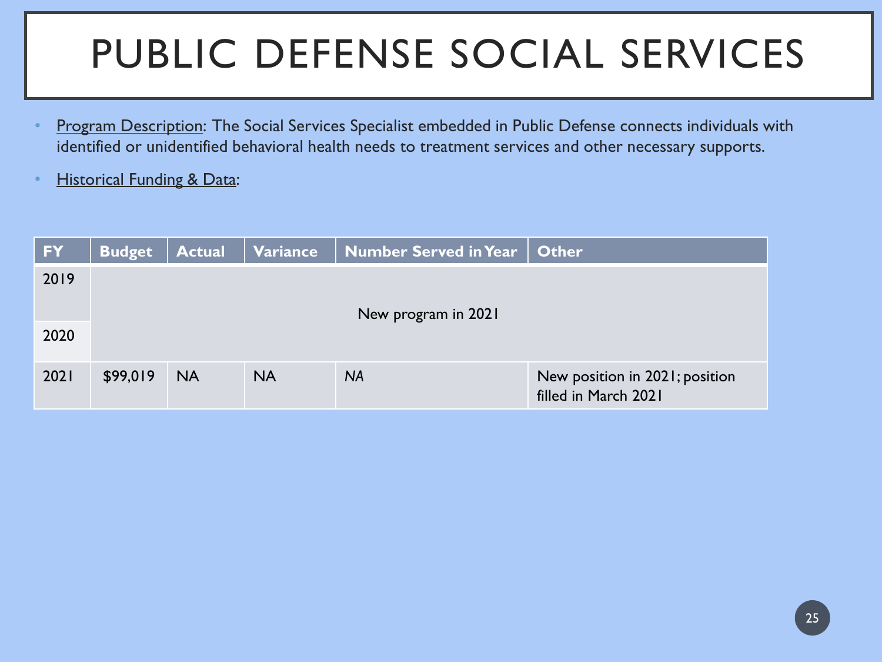# PUBLIC DEFENSE SOCIAL SERVICES

- Program Description: The Social Services Specialist embedded in Public Defense connects individuals with identified or unidentified behavioral health needs to treatment services and other necessary supports.
- Historical Funding & Data:

| FY | Budget | Actual | Variance | Number Served in Year | Other |
|---|---|---|---|---|---|
| 2019 | New program in 2021 | | | | |
| 2020 | | | | | |
| 2021 | $99,019 | NA | NA | *NA* | New position in 2021; position filled in March 2021 |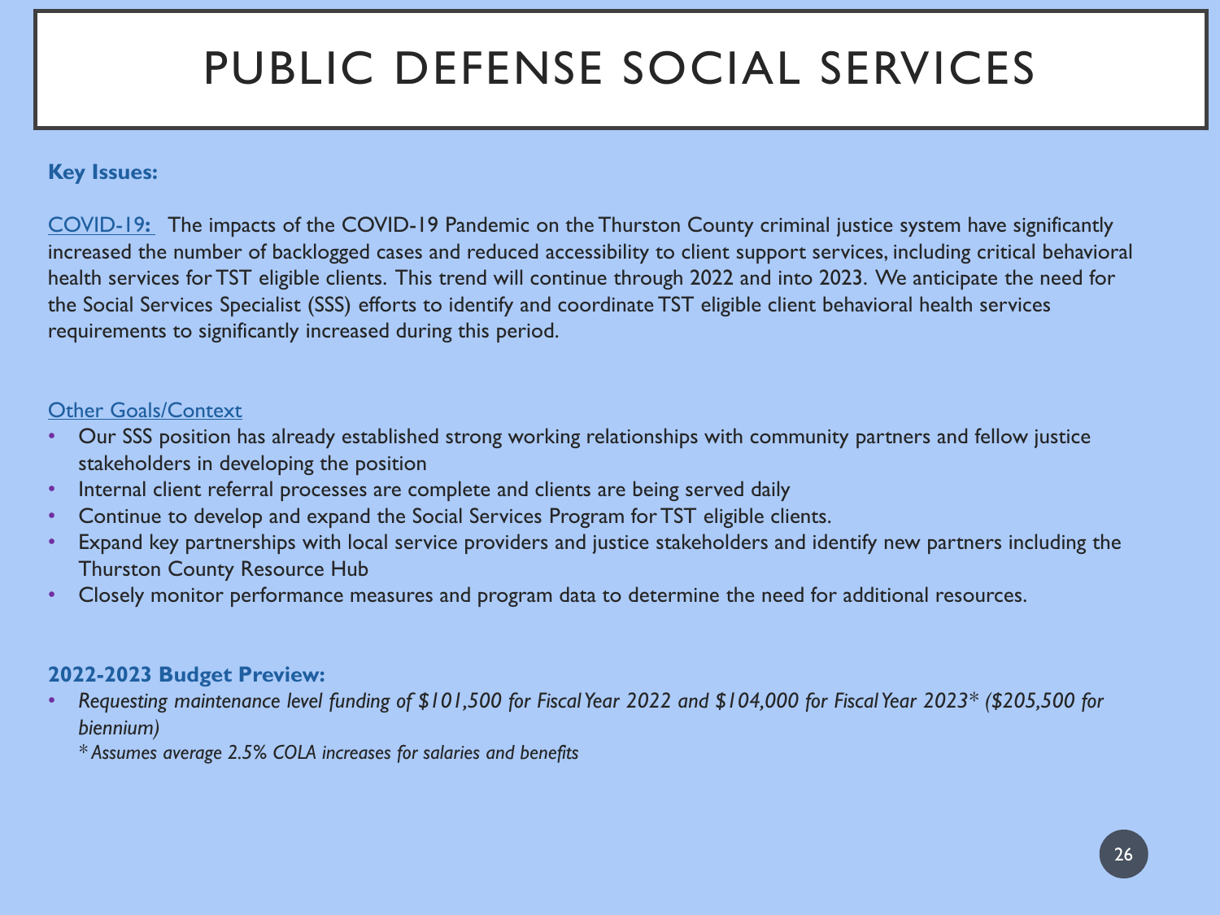# PUBLIC DEFENSE SOCIAL SERVICES

**Key Issues:**

COVID-19: The impacts of the COVID-19 Pandemic on the Thurston County criminal justice system have significantly increased the number of backlogged cases and reduced accessibility to client support services, including critical behavioral health services for TST eligible clients. This trend will continue through 2022 and into 2023. We anticipate the need for the Social Services Specialist (SSS) efforts to identify and coordinate TST eligible client behavioral health services requirements to significantly increased during this period.

Other Goals/Context

- Our SSS position has already established strong working relationships with community partners and fellow justice stakeholders in developing the position
- Internal client referral processes are complete and clients are being served daily
- Continue to develop and expand the Social Services Program for TST eligible clients.
- Expand key partnerships with local service providers and justice stakeholders and identify new partners including the Thurston County Resource Hub
- Closely monitor performance measures and program data to determine the need for additional resources.

**2022-2023 Budget Preview:**

- *Requesting maintenance level funding of $101,500 for Fiscal Year 2022 and $104,000 for Fiscal Year 2023* ($205,500 for biennium)*

  *\* Assumes average 2.5% COLA increases for salaries and benefits*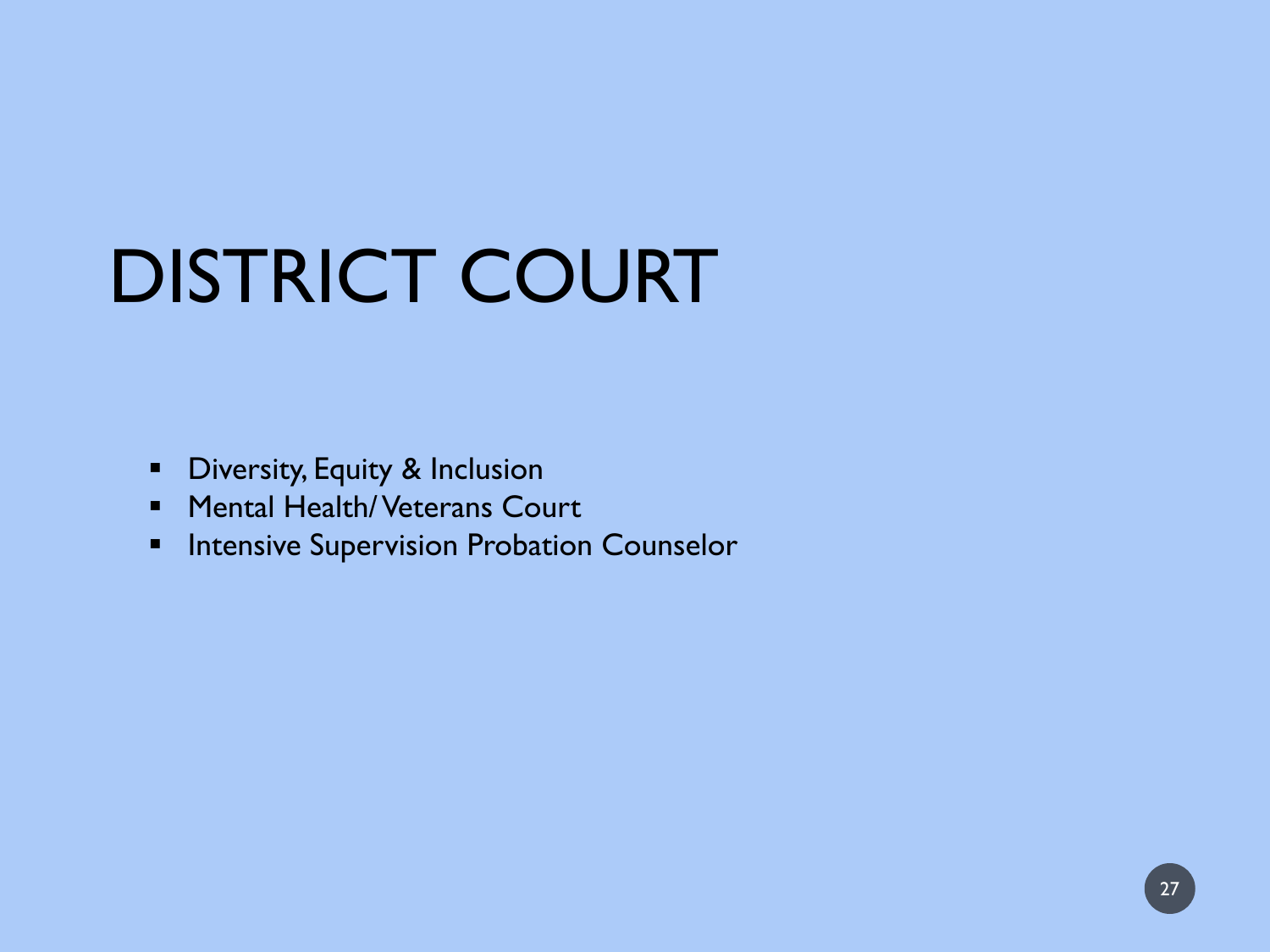# DISTRICT COURT

- Diversity, Equity & Inclusion
- Mental Health/ Veterans Court
- Intensive Supervision Probation Counselor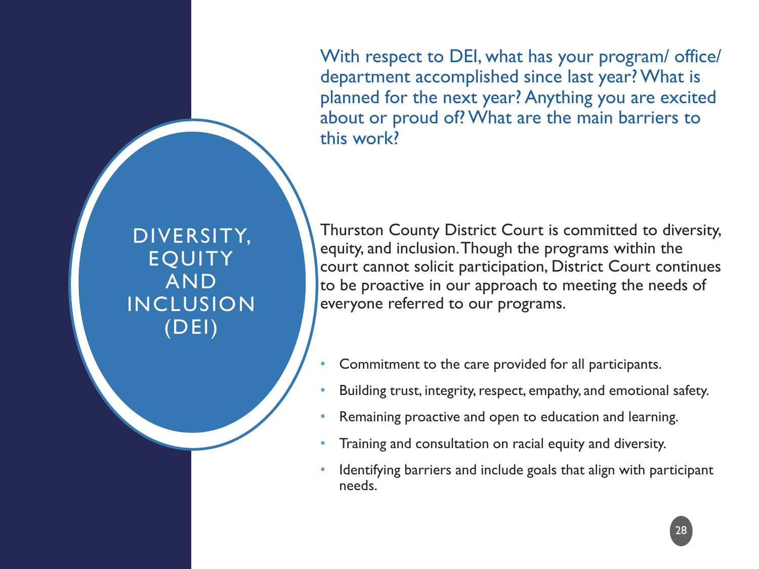# DIVERSITY, EQUITY AND INCLUSION (DEI)

With respect to DEI, what has your program/ office/ department accomplished since last year? What is planned for the next year? Anything you are excited about or proud of? What are the main barriers to this work?

Thurston County District Court is committed to diversity, equity, and inclusion. Though the programs within the court cannot solicit participation, District Court continues to be proactive in our approach to meeting the needs of everyone referred to our programs.

- Commitment to the care provided for all participants.
- Building trust, integrity, respect, empathy, and emotional safety.
- Remaining proactive and open to education and learning.
- Training and consultation on racial equity and diversity.
- Identifying barriers and include goals that align with participant needs.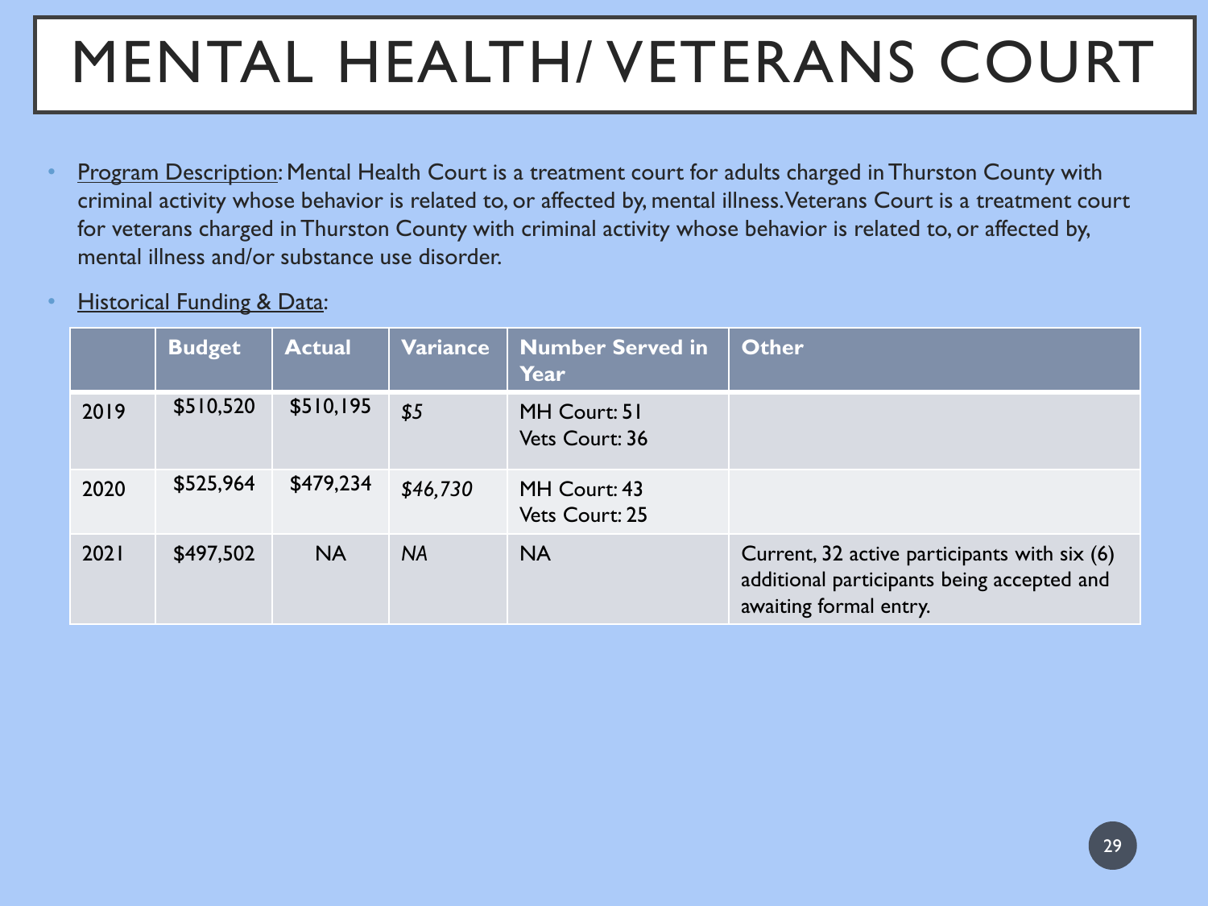# MENTAL HEALTH/ VETERANS COURT

- Program Description: Mental Health Court is a treatment court for adults charged in Thurston County with criminal activity whose behavior is related to, or affected by, mental illness. Veterans Court is a treatment court for veterans charged in Thurston County with criminal activity whose behavior is related to, or affected by, mental illness and/or substance use disorder.

- Historical Funding & Data:

| | Budget | Actual | Variance | Number Served in Year | Other |
|---|---|---|---|---|---|
| 2019 | $510,520 | $510,195 | *$5* | MH Court: 51<br>Vets Court: 36 | |
| 2020 | $525,964 | $479,234 | *$46,730* | MH Court: 43<br>Vets Court: 25 | |
| 2021 | $497,502 | NA | *NA* | NA | Current, 32 active participants with six (6) additional participants being accepted and awaiting formal entry. |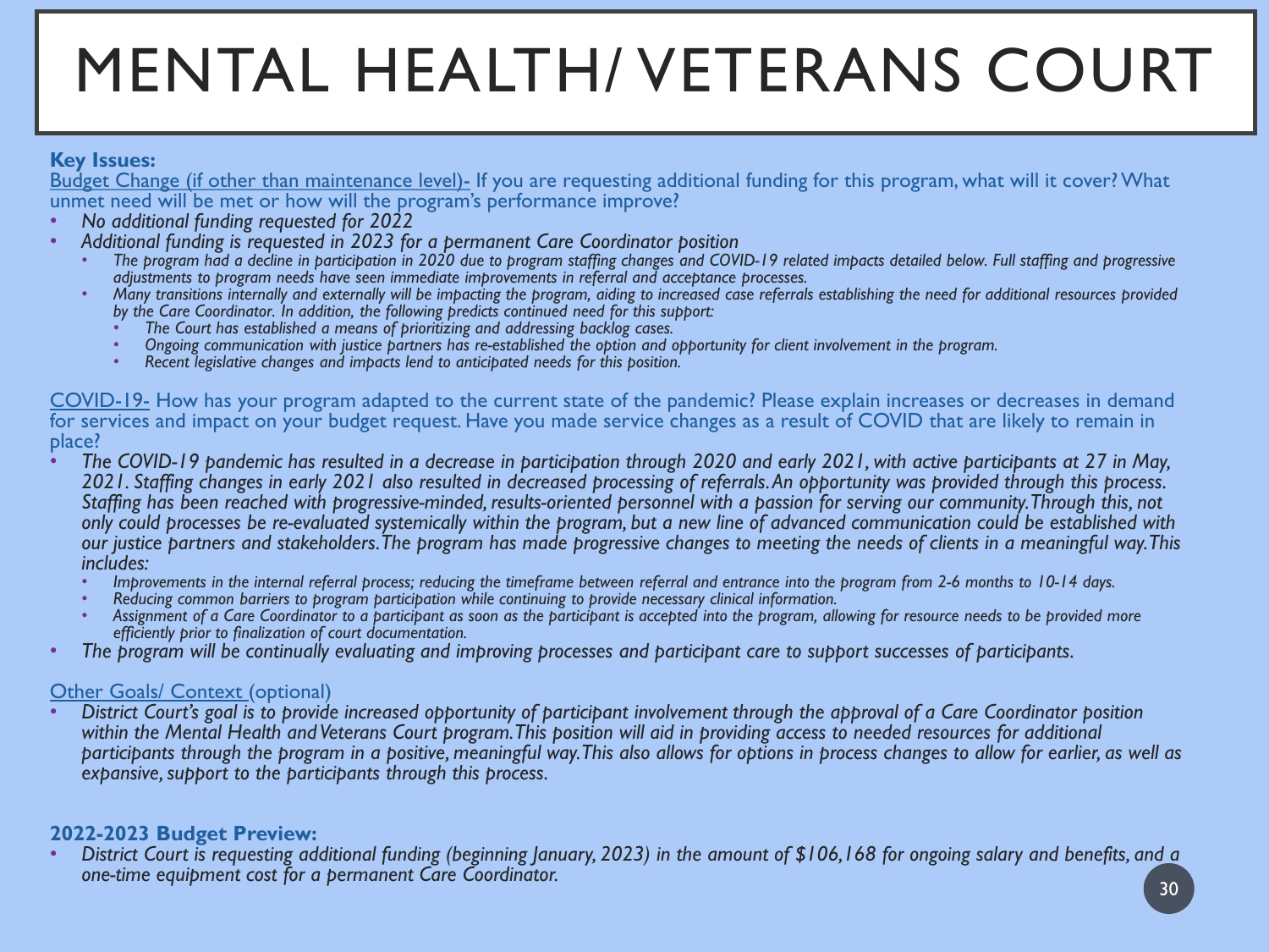# MENTAL HEALTH/ VETERANS COURT

**Key Issues:**

Budget Change (if other than maintenance level)- If you are requesting additional funding for this program, what will it cover? What unmet need will be met or how will the program's performance improve?

- *No additional funding requested for 2022*
- *Additional funding is requested in 2023 for a permanent Care Coordinator position*
  - *The program had a decline in participation in 2020 due to program staffing changes and COVID-19 related impacts detailed below. Full staffing and progressive adjustments to program needs have seen immediate improvements in referral and acceptance processes.*
  - *Many transitions internally and externally will be impacting the program, aiding to increased case referrals establishing the need for additional resources provided by the Care Coordinator. In addition, the following predicts continued need for this support:*
    - *The Court has established a means of prioritizing and addressing backlog cases.*
    - *Ongoing communication with justice partners has re-established the option and opportunity for client involvement in the program.*
    - *Recent legislative changes and impacts lend to anticipated needs for this position.*

COVID-19- How has your program adapted to the current state of the pandemic? Please explain increases or decreases in demand for services and impact on your budget request. Have you made service changes as a result of COVID that are likely to remain in place?

- *The COVID-19 pandemic has resulted in a decrease in participation through 2020 and early 2021, with active participants at 27 in May, 2021. Staffing changes in early 2021 also resulted in decreased processing of referrals. An opportunity was provided through this process. Staffing has been reached with progressive-minded, results-oriented personnel with a passion for serving our community. Through this, not only could processes be re-evaluated systemically within the program, but a new line of advanced communication could be established with our justice partners and stakeholders. The program has made progressive changes to meeting the needs of clients in a meaningful way. This includes:*
  - *Improvements in the internal referral process; reducing the timeframe between referral and entrance into the program from 2-6 months to 10-14 days.*
  - *Reducing common barriers to program participation while continuing to provide necessary clinical information.*
  - *Assignment of a Care Coordinator to a participant as soon as the participant is accepted into the program, allowing for resource needs to be provided more efficiently prior to finalization of court documentation.*
- *The program will be continually evaluating and improving processes and participant care to support successes of participants.*

Other Goals/ Context (optional)

- *District Court's goal is to provide increased opportunity of participant involvement through the approval of a Care Coordinator position within the Mental Health and Veterans Court program. This position will aid in providing access to needed resources for additional participants through the program in a positive, meaningful way. This also allows for options in process changes to allow for earlier, as well as expansive, support to the participants through this process.*

**2022-2023 Budget Preview:**

- *District Court is requesting additional funding (beginning January, 2023) in the amount of $106,168 for ongoing salary and benefits, and a one-time equipment cost for a permanent Care Coordinator.*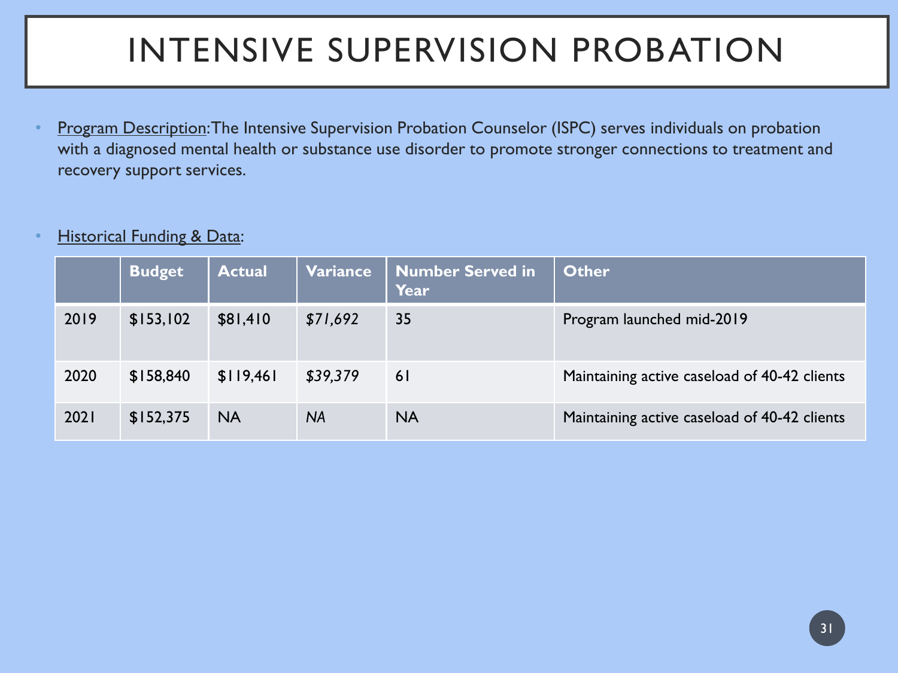# INTENSIVE SUPERVISION PROBATION

- Program Description: The Intensive Supervision Probation Counselor (ISPC) serves individuals on probation with a diagnosed mental health or substance use disorder to promote stronger connections to treatment and recovery support services.

- Historical Funding & Data:

| | Budget | Actual | Variance | Number Served in Year | Other |
|---|---|---|---|---|---|
| 2019 | $153,102 | $81,410 | *$71,692* | 35 | Program launched mid-2019 |
| 2020 | $158,840 | $119,461 | *$39,379* | 61 | Maintaining active caseload of 40-42 clients |
| 2021 | $152,375 | NA | *NA* | NA | Maintaining active caseload of 40-42 clients |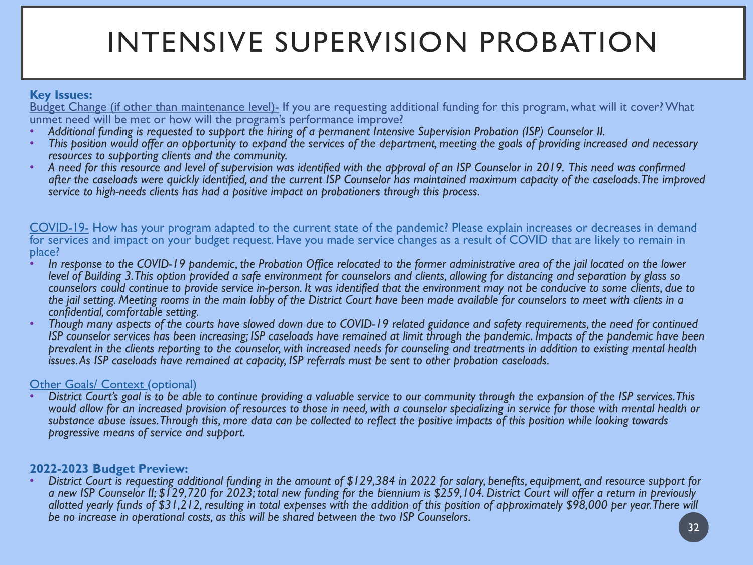# INTENSIVE SUPERVISION PROBATION

**Key Issues:**

Budget Change (if other than maintenance level)- If you are requesting additional funding for this program, what will it cover? What unmet need will be met or how will the program's performance improve?

- *Additional funding is requested to support the hiring of a permanent Intensive Supervision Probation (ISP) Counselor II.*
- *This position would offer an opportunity to expand the services of the department, meeting the goals of providing increased and necessary resources to supporting clients and the community.*
- *A need for this resource and level of supervision was identified with the approval of an ISP Counselor in 2019. This need was confirmed after the caseloads were quickly identified, and the current ISP Counselor has maintained maximum capacity of the caseloads. The improved service to high-needs clients has had a positive impact on probationers through this process.*

COVID-19- How has your program adapted to the current state of the pandemic? Please explain increases or decreases in demand for services and impact on your budget request. Have you made service changes as a result of COVID that are likely to remain in place?

- *In response to the COVID-19 pandemic, the Probation Office relocated to the former administrative area of the jail located on the lower level of Building 3. This option provided a safe environment for counselors and clients, allowing for distancing and separation by glass so counselors could continue to provide service in-person. It was identified that the environment may not be conducive to some clients, due to the jail setting. Meeting rooms in the main lobby of the District Court have been made available for counselors to meet with clients in a confidential, comfortable setting.*
- *Though many aspects of the courts have slowed down due to COVID-19 related guidance and safety requirements, the need for continued ISP counselor services has been increasing; ISP caseloads have remained at limit through the pandemic. Impacts of the pandemic have been prevalent in the clients reporting to the counselor, with increased needs for counseling and treatments in addition to existing mental health issues. As ISP caseloads have remained at capacity, ISP referrals must be sent to other probation caseloads.*

Other Goals/ Context (optional)

- *District Court's goal is to be able to continue providing a valuable service to our community through the expansion of the ISP services. This would allow for an increased provision of resources to those in need, with a counselor specializing in service for those with mental health or substance abuse issues. Through this, more data can be collected to reflect the positive impacts of this position while looking towards progressive means of service and support.*

**2022-2023 Budget Preview:**

- *District Court is requesting additional funding in the amount of $129,384 in 2022 for salary, benefits, equipment, and resource support for a new ISP Counselor II; $129,720 for 2023; total new funding for the biennium is $259,104. District Court will offer a return in previously allotted yearly funds of $31,212, resulting in total expenses with the addition of this position of approximately $98,000 per year. There will be no increase in operational costs, as this will be shared between the two ISP Counselors.*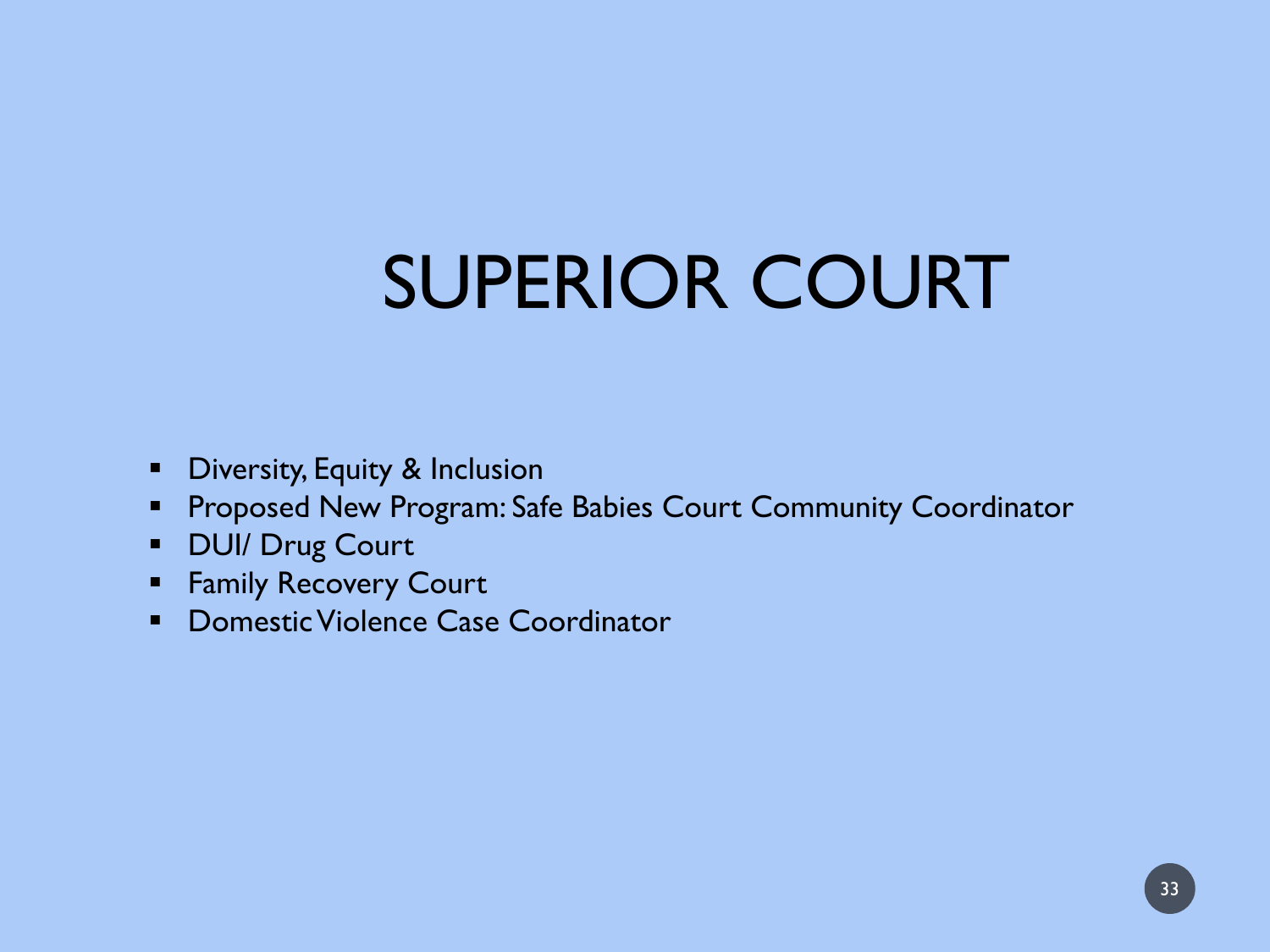# SUPERIOR COURT

- Diversity, Equity & Inclusion
- Proposed New Program: Safe Babies Court Community Coordinator
- DUI/ Drug Court
- Family Recovery Court
- Domestic Violence Case Coordinator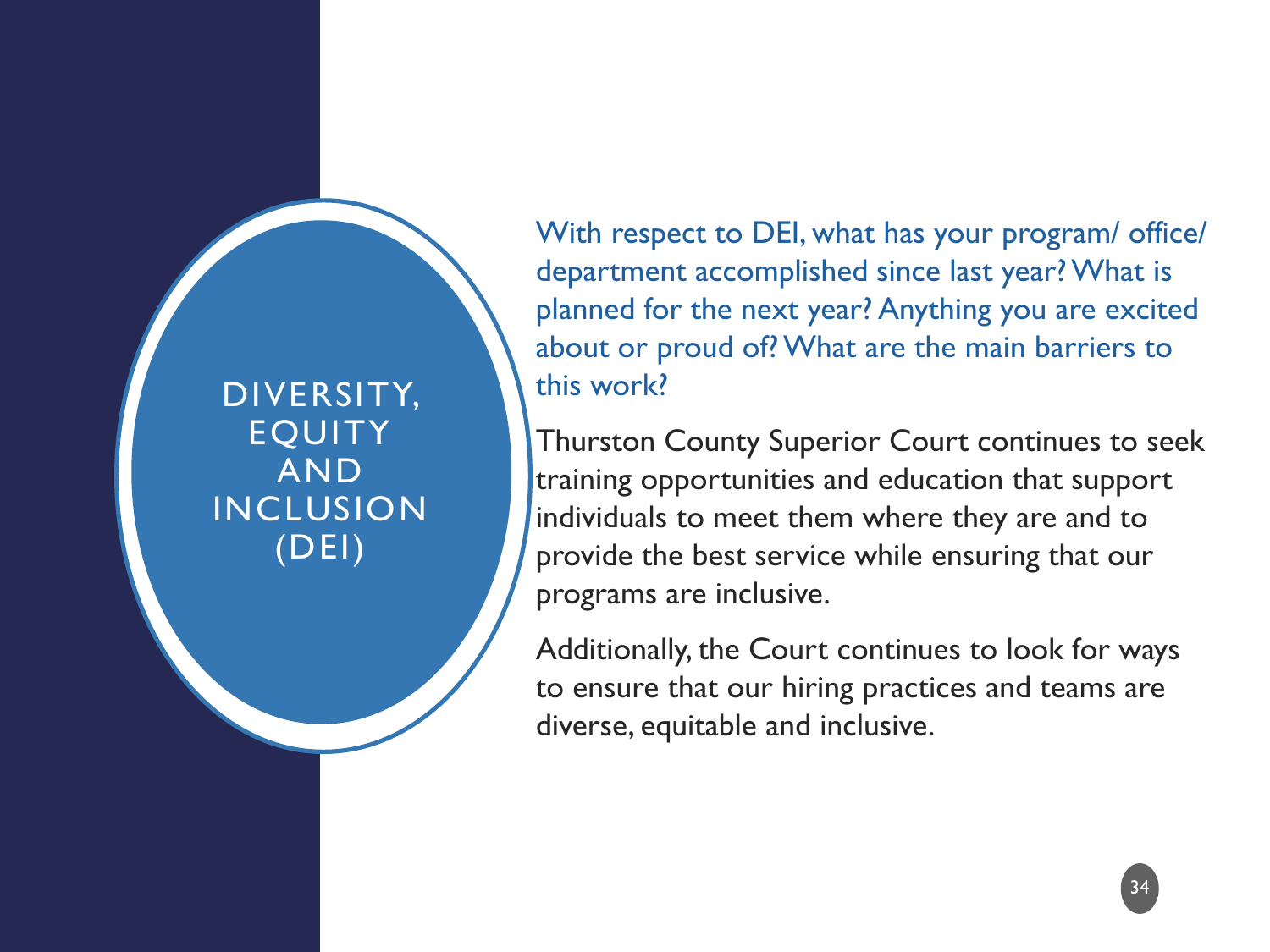# DIVERSITY, EQUITY AND INCLUSION (DEI)

With respect to DEI, what has your program/ office/ department accomplished since last year? What is planned for the next year? Anything you are excited about or proud of? What are the main barriers to this work?

Thurston County Superior Court continues to seek training opportunities and education that support individuals to meet them where they are and to provide the best service while ensuring that our programs are inclusive.

Additionally, the Court continues to look for ways to ensure that our hiring practices and teams are diverse, equitable and inclusive.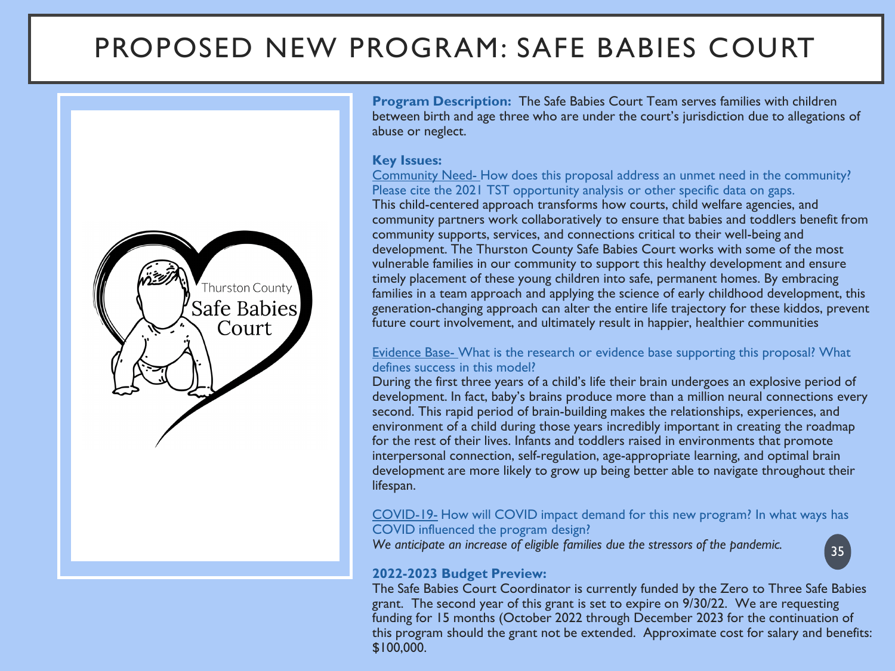# PROPOSED NEW PROGRAM: SAFE BABIES COURT

**Program Description:** The Safe Babies Court Team serves families with children between birth and age three who are under the court's jurisdiction due to allegations of abuse or neglect.

**Key Issues:**

Community Need- How does this proposal address an unmet need in the community? Please cite the 2021 TST opportunity analysis or other specific data on gaps.

This child-centered approach transforms how courts, child welfare agencies, and community partners work collaboratively to ensure that babies and toddlers benefit from community supports, services, and connections critical to their well-being and development. The Thurston County Safe Babies Court works with some of the most vulnerable families in our community to support this healthy development and ensure timely placement of these young children into safe, permanent homes. By embracing families in a team approach and applying the science of early childhood development, this generation-changing approach can alter the entire life trajectory for these kiddos, prevent future court involvement, and ultimately result in happier, healthier communities

Evidence Base- What is the research or evidence base supporting this proposal? What defines success in this model?

During the first three years of a child's life their brain undergoes an explosive period of development. In fact, baby's brains produce more than a million neural connections every second. This rapid period of brain-building makes the relationships, experiences, and environment of a child during those years incredibly important in creating the roadmap for the rest of their lives. Infants and toddlers raised in environments that promote interpersonal connection, self-regulation, age-appropriate learning, and optimal brain development are more likely to grow up being better able to navigate throughout their lifespan.

COVID-19- How will COVID impact demand for this new program? In what ways has COVID influenced the program design?

*We anticipate an increase of eligible families due the stressors of the pandemic.*

**2022-2023 Budget Preview:**

The Safe Babies Court Coordinator is currently funded by the Zero to Three Safe Babies grant. The second year of this grant is set to expire on 9/30/22. We are requesting funding for 15 months (October 2022 through December 2023 for the continuation of this program should the grant not be extended. Approximate cost for salary and benefits: $100,000.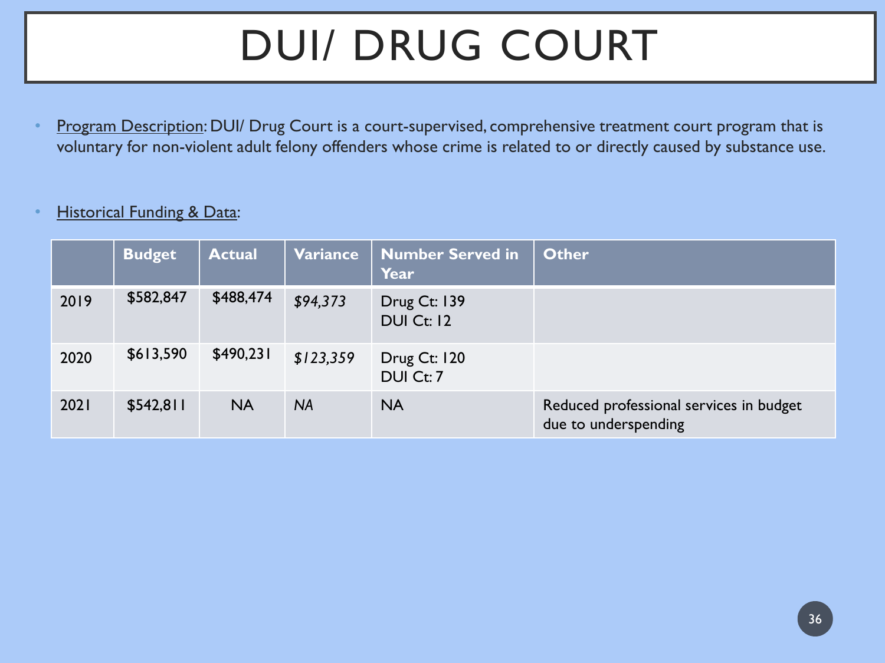# DUI/ DRUG COURT

- Program Description: DUI/ Drug Court is a court-supervised, comprehensive treatment court program that is voluntary for non-violent adult felony offenders whose crime is related to or directly caused by substance use.

- Historical Funding & Data:

| | Budget | Actual | Variance | Number Served in Year | Other |
|---|---|---|---|---|---|
| 2019 | $582,847 | $488,474 | *$94,373* | Drug Ct: 139<br>DUI Ct: 12 | |
| 2020 | $613,590 | $490,231 | *$123,359* | Drug Ct: 120<br>DUI Ct: 7 | |
| 2021 | $542,811 | NA | *NA* | NA | Reduced professional services in budget due to underspending |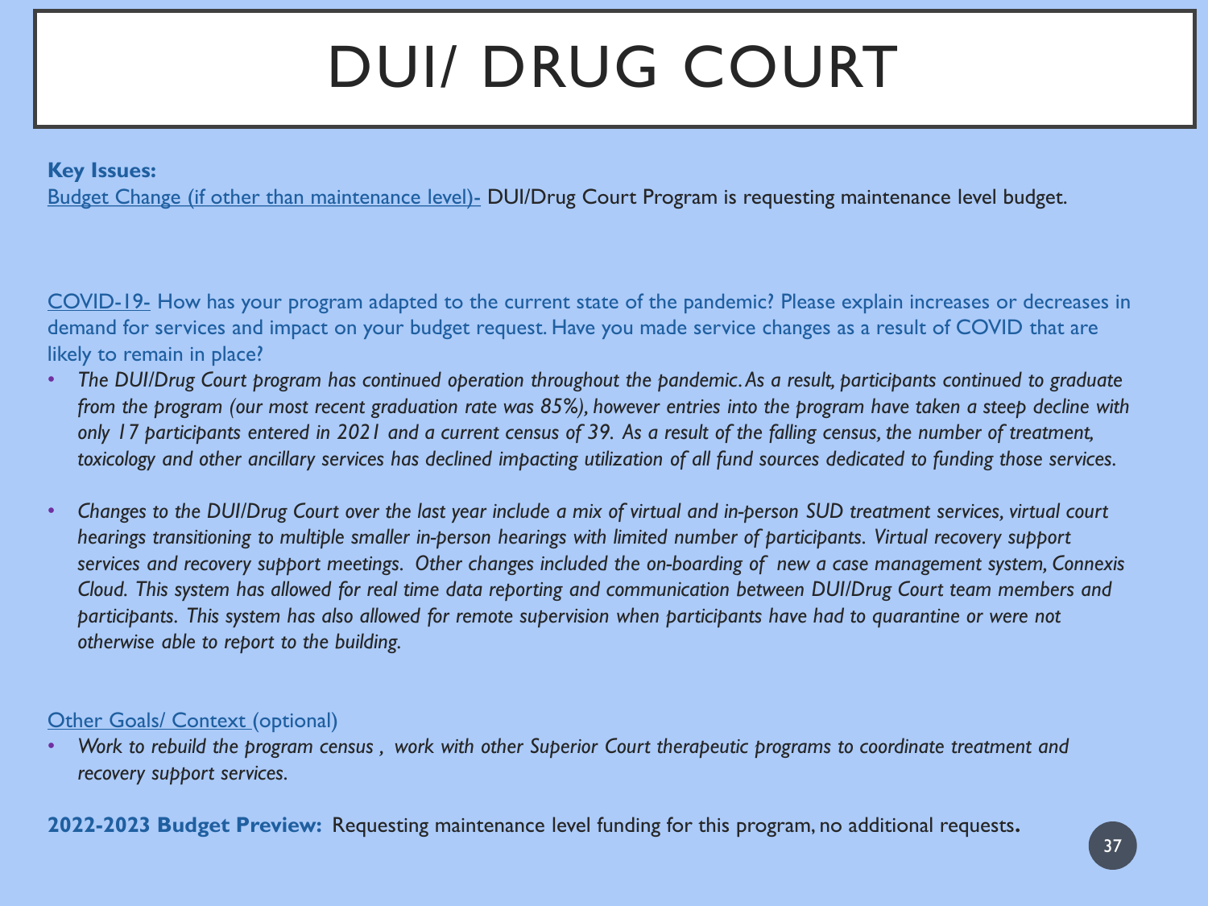# DUI/ DRUG COURT

**Key Issues:**

Budget Change (if other than maintenance level)- DUI/Drug Court Program is requesting maintenance level budget.

COVID-19- How has your program adapted to the current state of the pandemic? Please explain increases or decreases in demand for services and impact on your budget request. Have you made service changes as a result of COVID that are likely to remain in place?

- *The DUI/Drug Court program has continued operation throughout the pandemic. As a result, participants continued to graduate from the program (our most recent graduation rate was 85%), however entries into the program have taken a steep decline with only 17 participants entered in 2021 and a current census of 39. As a result of the falling census, the number of treatment, toxicology and other ancillary services has declined impacting utilization of all fund sources dedicated to funding those services.*

- *Changes to the DUI/Drug Court over the last year include a mix of virtual and in-person SUD treatment services, virtual court hearings transitioning to multiple smaller in-person hearings with limited number of participants. Virtual recovery support services and recovery support meetings. Other changes included the on-boarding of new a case management system, Connexis Cloud. This system has allowed for real time data reporting and communication between DUI/Drug Court team members and participants. This system has also allowed for remote supervision when participants have had to quarantine or were not otherwise able to report to the building.*

Other Goals/ Context (optional)

- *Work to rebuild the program census , work with other Superior Court therapeutic programs to coordinate treatment and recovery support services.*

**2022-2023 Budget Preview:** Requesting maintenance level funding for this program, no additional requests**.**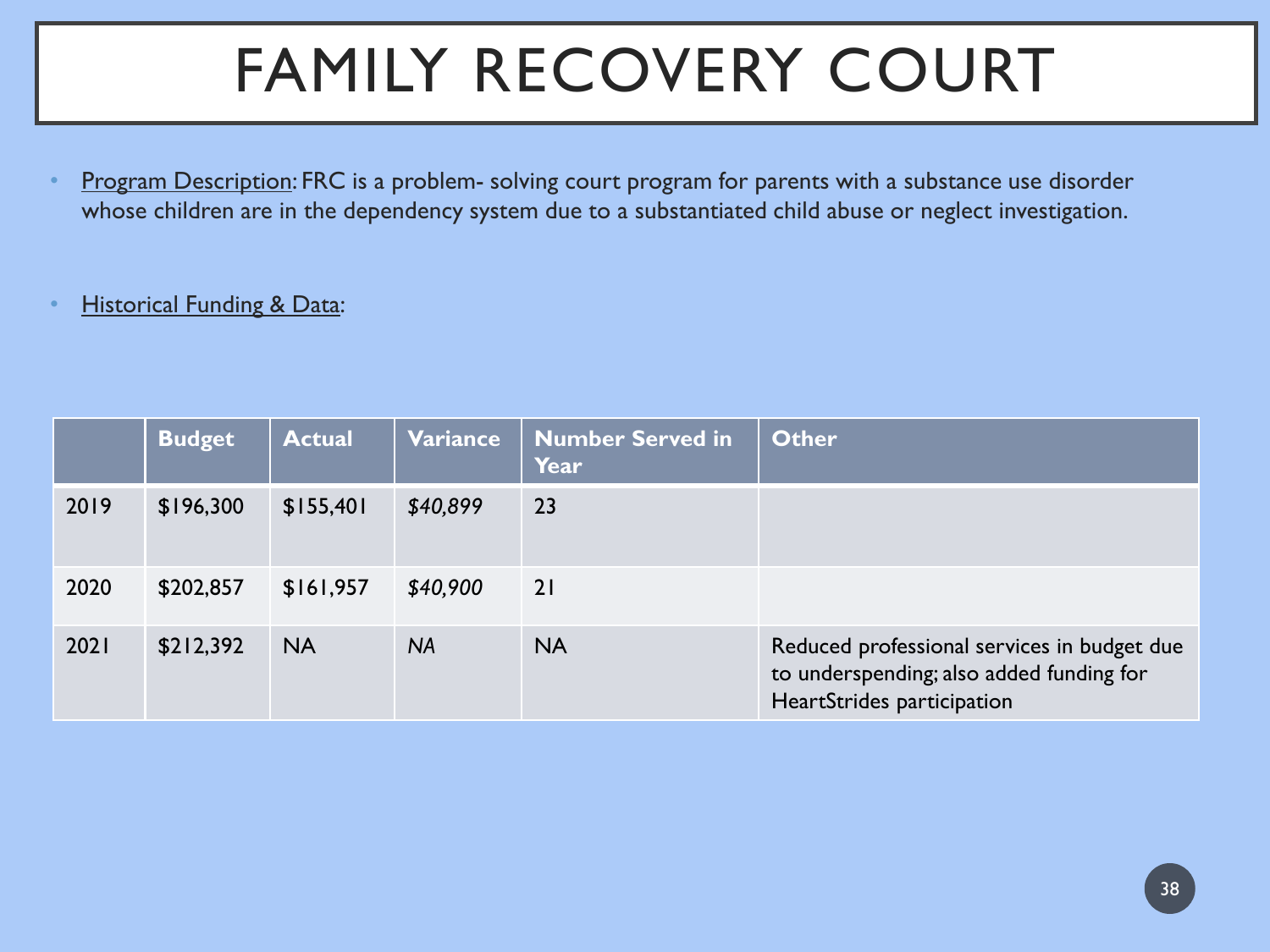# FAMILY RECOVERY COURT

- Program Description: FRC is a problem- solving court program for parents with a substance use disorder whose children are in the dependency system due to a substantiated child abuse or neglect investigation.

- Historical Funding & Data:

| | **Budget** | **Actual** | **Variance** | **Number Served in Year** | **Other** |
|---|---|---|---|---|---|
| 2019 | $196,300 | $155,401 | *$40,899* | 23 | |
| 2020 | $202,857 | $161,957 | *$40,900* | 21 | |
| 2021 | $212,392 | NA | *NA* | NA | Reduced professional services in budget due to underspending; also added funding for HeartStrides participation |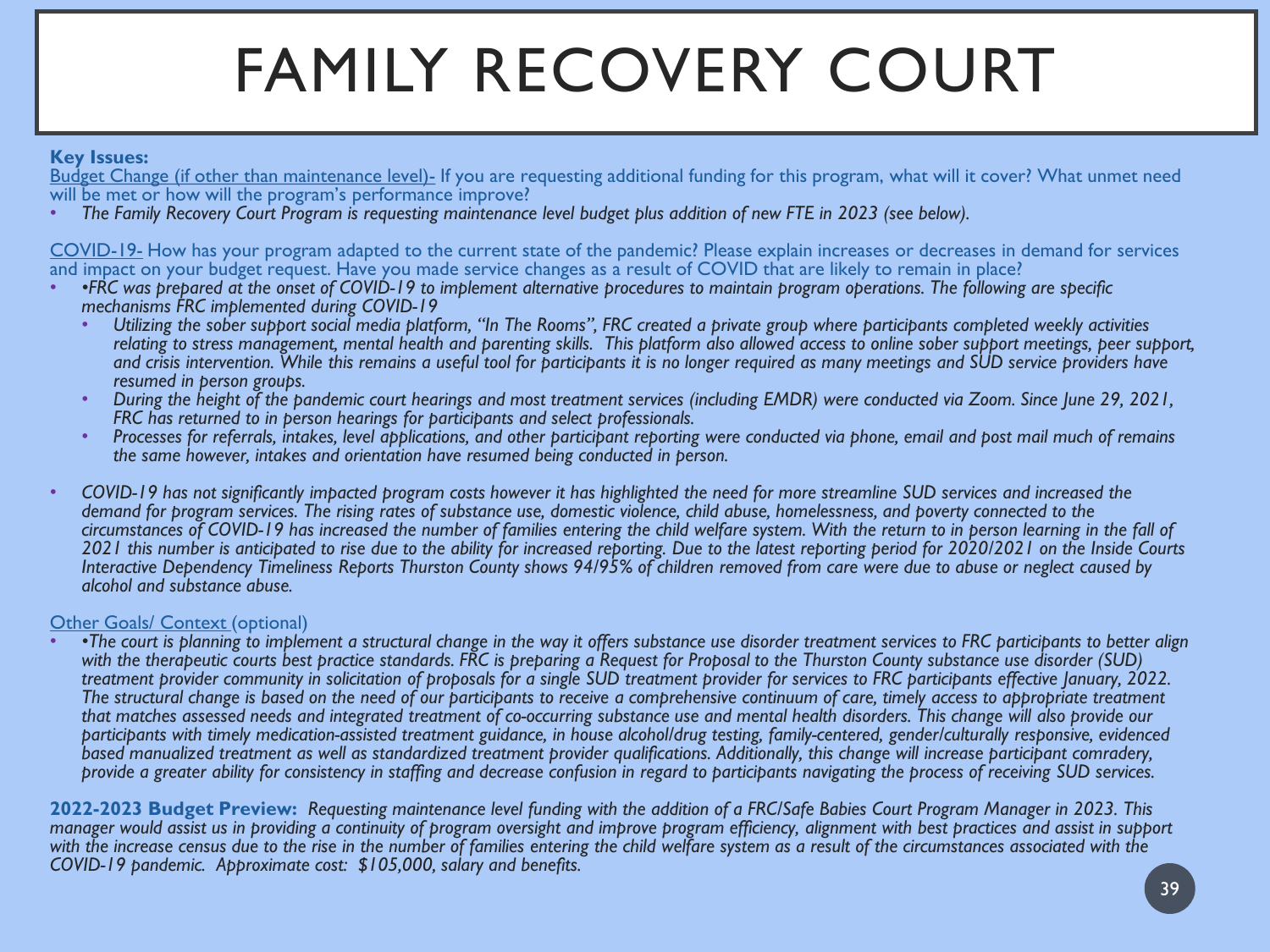# FAMILY RECOVERY COURT

**Key Issues:**

Budget Change (if other than maintenance level)- If you are requesting additional funding for this program, what will it cover? What unmet need will be met or how will the program's performance improve?

- *The Family Recovery Court Program is requesting maintenance level budget plus addition of new FTE in 2023 (see below).*

COVID-19- How has your program adapted to the current state of the pandemic? Please explain increases or decreases in demand for services and impact on your budget request. Have you made service changes as a result of COVID that are likely to remain in place?

- *•FRC was prepared at the onset of COVID-19 to implement alternative procedures to maintain program operations. The following are specific mechanisms FRC implemented during COVID-19*
  - *Utilizing the sober support social media platform, "In The Rooms", FRC created a private group where participants completed weekly activities relating to stress management, mental health and parenting skills. This platform also allowed access to online sober support meetings, peer support, and crisis intervention. While this remains a useful tool for participants it is no longer required as many meetings and SUD service providers have resumed in person groups.*
  - *During the height of the pandemic court hearings and most treatment services (including EMDR) were conducted via Zoom. Since June 29, 2021, FRC has returned to in person hearings for participants and select professionals.*
  - *Processes for referrals, intakes, level applications, and other participant reporting were conducted via phone, email and post mail much of remains the same however, intakes and orientation have resumed being conducted in person.*
- *COVID-19 has not significantly impacted program costs however it has highlighted the need for more streamline SUD services and increased the demand for program services. The rising rates of substance use, domestic violence, child abuse, homelessness, and poverty connected to the circumstances of COVID-19 has increased the number of families entering the child welfare system. With the return to in person learning in the fall of 2021 this number is anticipated to rise due to the ability for increased reporting. Due to the latest reporting period for 2020/2021 on the Inside Courts Interactive Dependency Timeliness Reports Thurston County shows 94/95% of children removed from care were due to abuse or neglect caused by alcohol and substance abuse.*

Other Goals/ Context (optional)

- *•The court is planning to implement a structural change in the way it offers substance use disorder treatment services to FRC participants to better align with the therapeutic courts best practice standards. FRC is preparing a Request for Proposal to the Thurston County substance use disorder (SUD) treatment provider community in solicitation of proposals for a single SUD treatment provider for services to FRC participants effective January, 2022. The structural change is based on the need of our participants to receive a comprehensive continuum of care, timely access to appropriate treatment that matches assessed needs and integrated treatment of co-occurring substance use and mental health disorders. This change will also provide our participants with timely medication-assisted treatment guidance, in house alcohol/drug testing, family-centered, gender/culturally responsive, evidenced based manualized treatment as well as standardized treatment provider qualifications. Additionally, this change will increase participant comradery, provide a greater ability for consistency in staffing and decrease confusion in regard to participants navigating the process of receiving SUD services.*

**2022-2023 Budget Preview:** *Requesting maintenance level funding with the addition of a FRC/Safe Babies Court Program Manager in 2023. This manager would assist us in providing a continuity of program oversight and improve program efficiency, alignment with best practices and assist in support with the increase census due to the rise in the number of families entering the child welfare system as a result of the circumstances associated with the COVID-19 pandemic. Approximate cost: $105,000, salary and benefits.*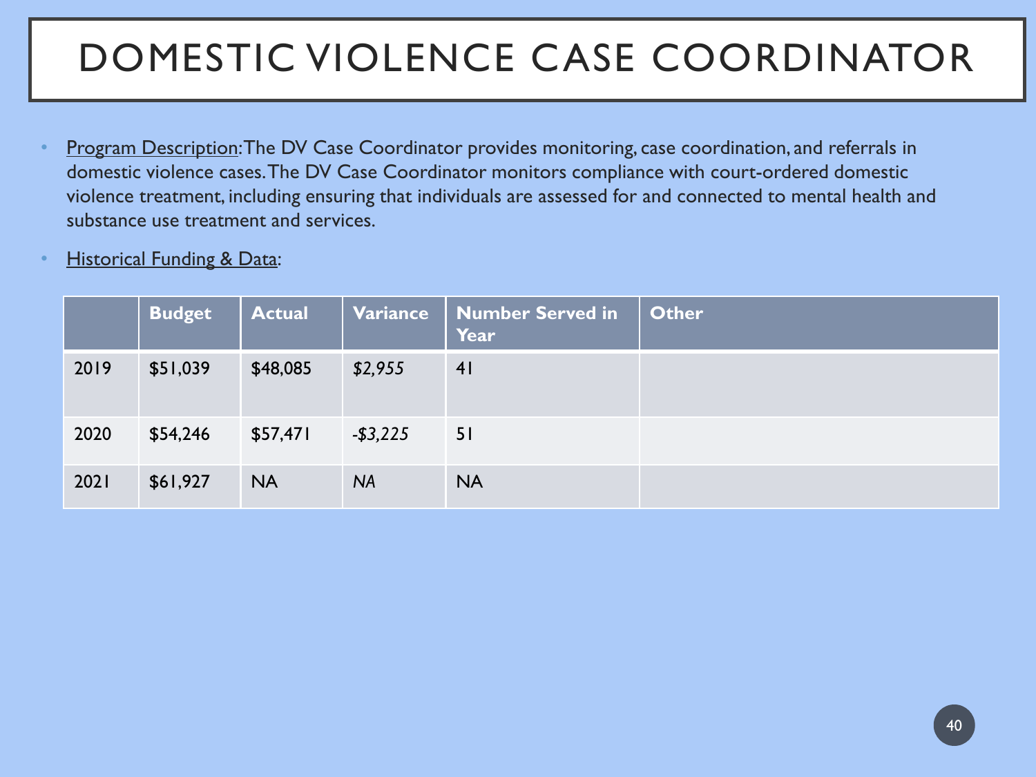# DOMESTIC VIOLENCE CASE COORDINATOR

- Program Description: The DV Case Coordinator provides monitoring, case coordination, and referrals in domestic violence cases. The DV Case Coordinator monitors compliance with court-ordered domestic violence treatment, including ensuring that individuals are assessed for and connected to mental health and substance use treatment and services.
- Historical Funding & Data:

| | Budget | Actual | Variance | Number Served in Year | Other |
|---|---|---|---|---|---|
| 2019 | $51,039 | $48,085 | *$2,955* | 41 | |
| 2020 | $54,246 | $57,471 | *-$3,225* | 51 | |
| 2021 | $61,927 | NA | *NA* | NA | |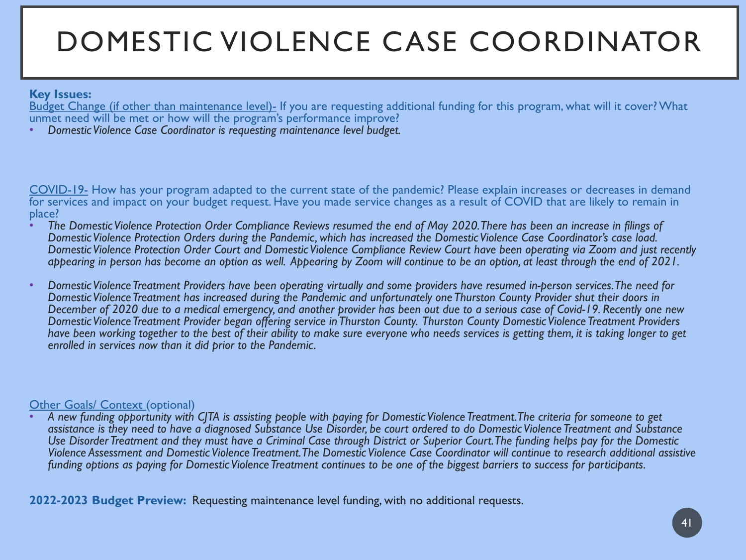# DOMESTIC VIOLENCE CASE COORDINATOR

**Key Issues:**

Budget Change (if other than maintenance level)- If you are requesting additional funding for this program, what will it cover? What unmet need will be met or how will the program's performance improve?

- *Domestic Violence Case Coordinator is requesting maintenance level budget.*

COVID-19- How has your program adapted to the current state of the pandemic? Please explain increases or decreases in demand for services and impact on your budget request. Have you made service changes as a result of COVID that are likely to remain in place?

- *The Domestic Violence Protection Order Compliance Reviews resumed the end of May 2020. There has been an increase in filings of Domestic Violence Protection Orders during the Pandemic, which has increased the Domestic Violence Case Coordinator's case load. Domestic Violence Protection Order Court and Domestic Violence Compliance Review Court have been operating via Zoom and just recently appearing in person has become an option as well. Appearing by Zoom will continue to be an option, at least through the end of 2021.*

- *Domestic Violence Treatment Providers have been operating virtually and some providers have resumed in-person services. The need for Domestic Violence Treatment has increased during the Pandemic and unfortunately one Thurston County Provider shut their doors in December of 2020 due to a medical emergency, and another provider has been out due to a serious case of Covid-19. Recently one new Domestic Violence Treatment Provider began offering service in Thurston County. Thurston County Domestic Violence Treatment Providers have been working together to the best of their ability to make sure everyone who needs services is getting them, it is taking longer to get enrolled in services now than it did prior to the Pandemic.*

Other Goals/ Context (optional)

- *A new funding opportunity with CJTA is assisting people with paying for Domestic Violence Treatment. The criteria for someone to get assistance is they need to have a diagnosed Substance Use Disorder, be court ordered to do Domestic Violence Treatment and Substance Use Disorder Treatment and they must have a Criminal Case through District or Superior Court. The funding helps pay for the Domestic Violence Assessment and Domestic Violence Treatment. The Domestic Violence Case Coordinator will continue to research additional assistive funding options as paying for Domestic Violence Treatment continues to be one of the biggest barriers to success for participants.*

**2022-2023 Budget Preview:** Requesting maintenance level funding, with no additional requests.